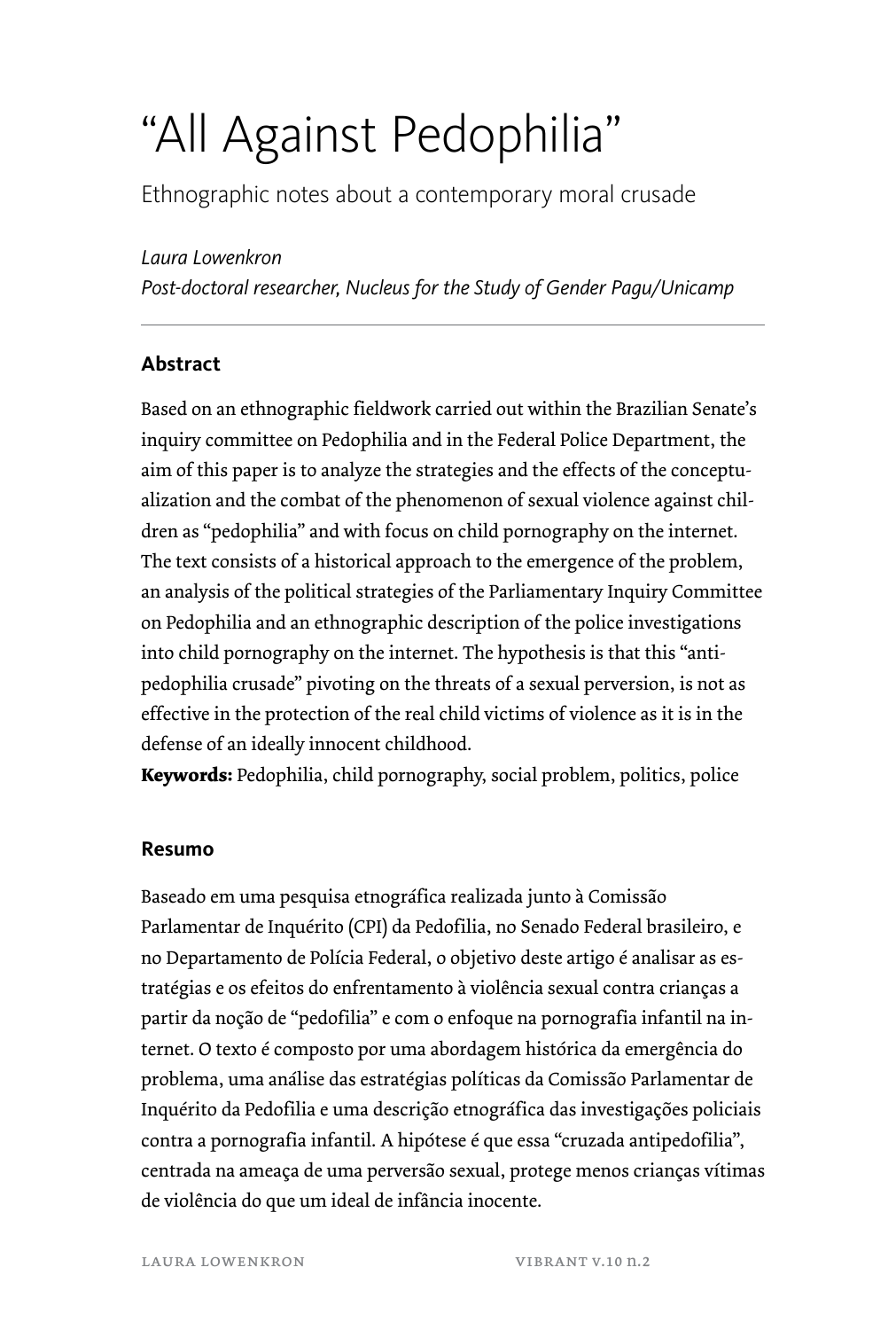# "All Against Pedophilia"

## Ethnographic notes about a contemporary moral crusade

*Laura Lowenkron*
*Post-doctoral researcher, Nucleus for the Study of Gender Pagu/Unicamp*

---

### Abstract

Based on an ethnographic fieldwork carried out within the Brazilian Senate's inquiry committee on Pedophilia and in the Federal Police Department, the aim of this paper is to analyze the strategies and the effects of the conceptualization and the combat of the phenomenon of sexual violence against children as "pedophilia" and with focus on child pornography on the internet. The text consists of a historical approach to the emergence of the problem, an analysis of the political strategies of the Parliamentary Inquiry Committee on Pedophilia and an ethnographic description of the police investigations into child pornography on the internet. The hypothesis is that this "anti-pedophilia crusade" pivoting on the threats of a sexual perversion, is not as effective in the protection of the real child victims of violence as it is in the defense of an ideally innocent childhood.

**Keywords:** Pedophilia, child pornography, social problem, politics, police

### Resumo

Baseado em uma pesquisa etnográfica realizada junto à Comissão Parlamentar de Inquérito (CPI) da Pedofilia, no Senado Federal brasileiro, e no Departamento de Polícia Federal, o objetivo deste artigo é analisar as estratégias e os efeitos do enfrentamento à violência sexual contra crianças a partir da noção de "pedofilia" e com o enfoque na pornografia infantil na internet. O texto é composto por uma abordagem histórica da emergência do problema, uma análise das estratégias políticas da Comissão Parlamentar de Inquérito da Pedofilia e uma descrição etnográfica das investigações policiais contra a pornografia infantil. A hipótese é que essa "cruzada antipedofilia", centrada na ameaça de uma perversão sexual, protege menos crianças vítimas de violência do que um ideal de infância inocente.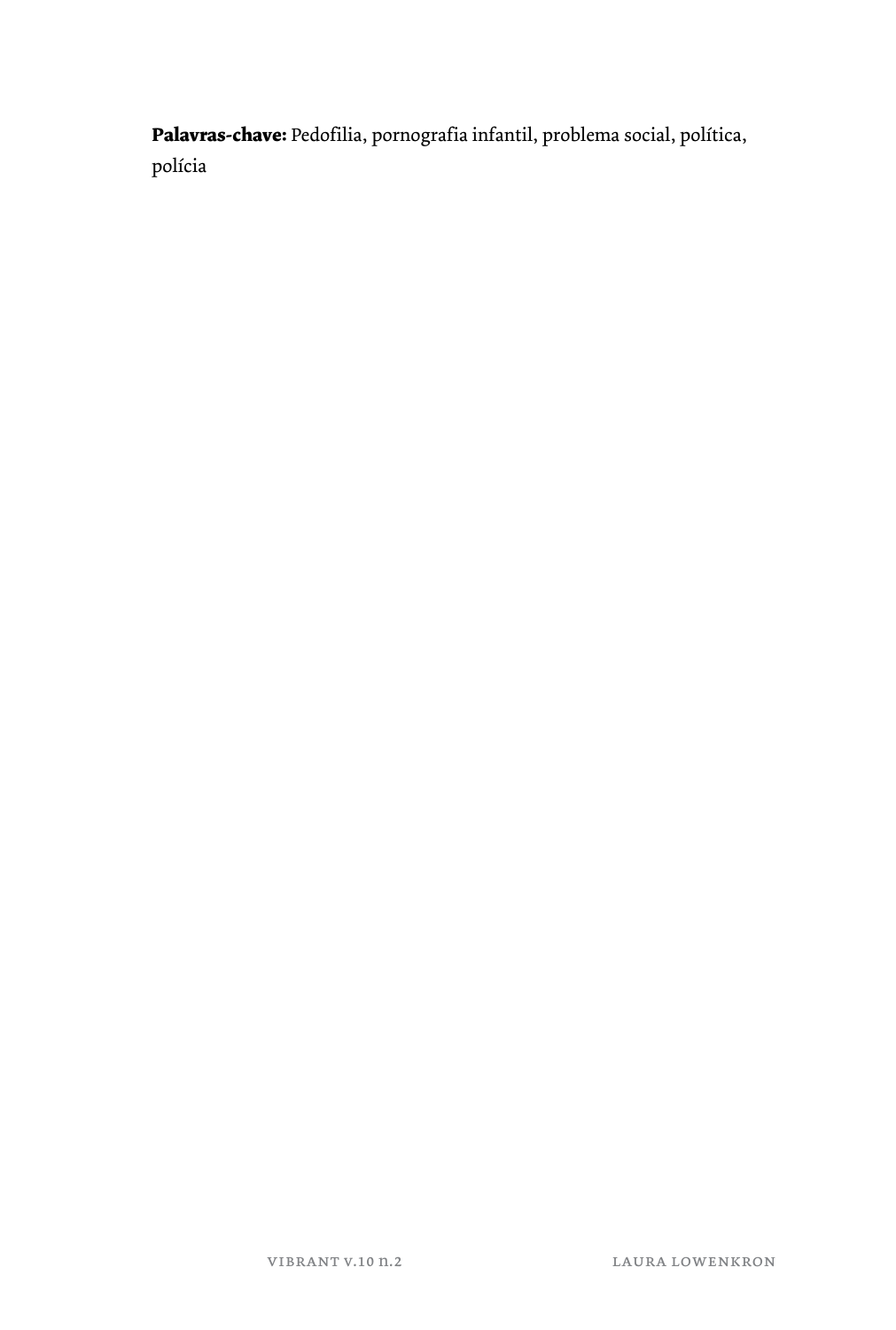**Palavras-chave:** Pedofilia, pornografia infantil, problema social, política, polícia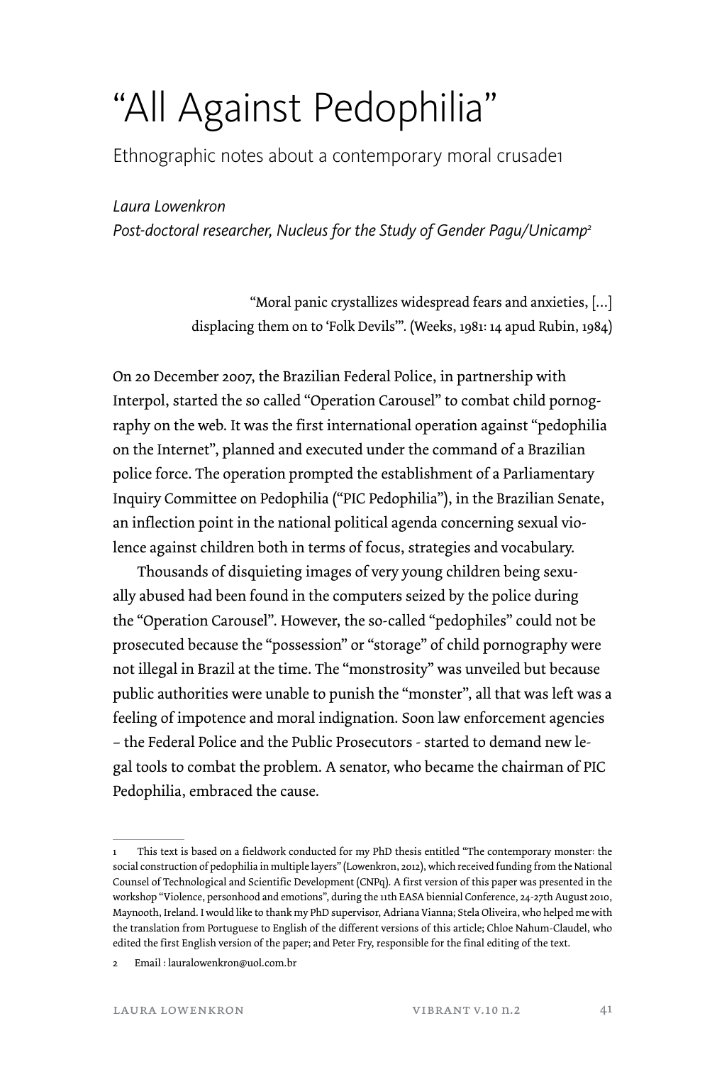# "All Against Pedophilia"

## Ethnographic notes about a contemporary moral crusade[1]

*Laura Lowenkron*

*Post-doctoral researcher, Nucleus for the Study of Gender Pagu/Unicamp*[2]

> "Moral panic crystallizes widespread fears and anxieties, [...] displacing them on to 'Folk Devils'". (Weeks, 1981: 14 apud Rubin, 1984)

On 20 December 2007, the Brazilian Federal Police, in partnership with Interpol, started the so called "Operation Carousel" to combat child pornography on the web. It was the first international operation against "pedophilia on the Internet", planned and executed under the command of a Brazilian police force. The operation prompted the establishment of a Parliamentary Inquiry Committee on Pedophilia ("PIC Pedophilia"), in the Brazilian Senate, an inflection point in the national political agenda concerning sexual violence against children both in terms of focus, strategies and vocabulary.

Thousands of disquieting images of very young children being sexually abused had been found in the computers seized by the police during the "Operation Carousel". However, the so-called "pedophiles" could not be prosecuted because the "possession" or "storage" of child pornography were not illegal in Brazil at the time. The "monstrosity" was unveiled but because public authorities were unable to punish the "monster", all that was left was a feeling of impotence and moral indignation. Soon law enforcement agencies – the Federal Police and the Public Prosecutors - started to demand new legal tools to combat the problem. A senator, who became the chairman of PIC Pedophilia, embraced the cause.

---

1 This text is based on a fieldwork conducted for my PhD thesis entitled "The contemporary monster: the social construction of pedophilia in multiple layers" (Lowenkron, 2012), which received funding from the National Counsel of Technological and Scientific Development (CNPq). A first version of this paper was presented in the workshop "Violence, personhood and emotions", during the 11th EASA biennial Conference, 24-27th August 2010, Maynooth, Ireland. I would like to thank my PhD supervisor, Adriana Vianna; Stela Oliveira, who helped me with the translation from Portuguese to English of the different versions of this article; Chloe Nahum-Claudel, who edited the first English version of the paper; and Peter Fry, responsible for the final editing of the text.

2 Email : lauralowenkron@uol.com.br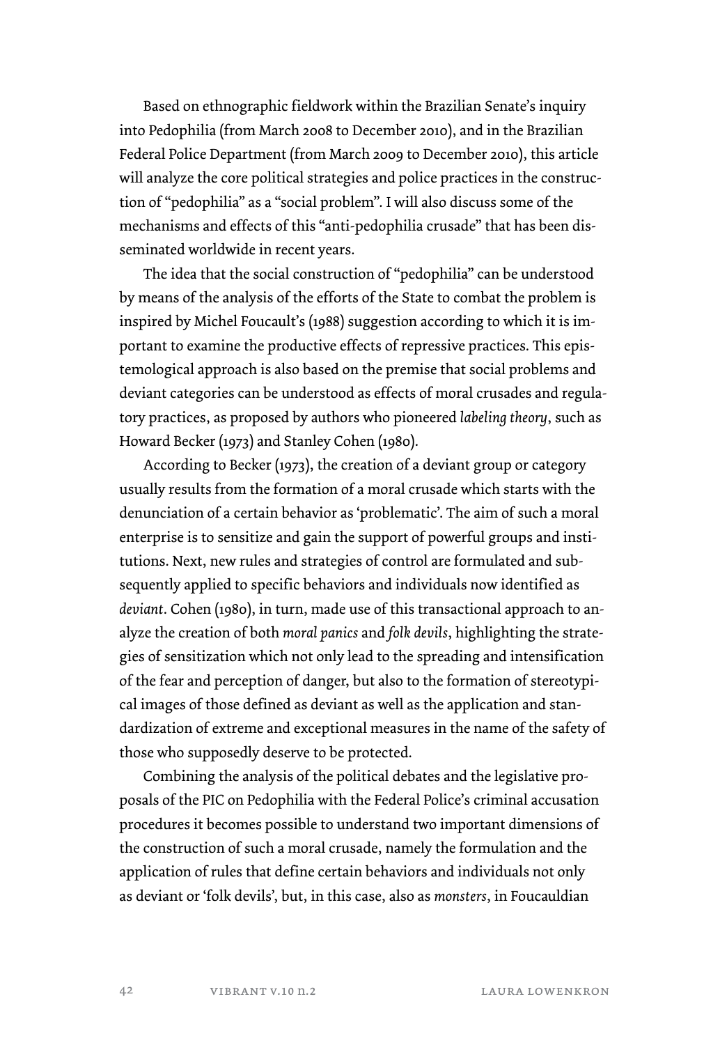Based on ethnographic fieldwork within the Brazilian Senate's inquiry into Pedophilia (from March 2008 to December 2010), and in the Brazilian Federal Police Department (from March 2009 to December 2010), this article will analyze the core political strategies and police practices in the construction of "pedophilia" as a "social problem". I will also discuss some of the mechanisms and effects of this "anti-pedophilia crusade" that has been disseminated worldwide in recent years.

The idea that the social construction of "pedophilia" can be understood by means of the analysis of the efforts of the State to combat the problem is inspired by Michel Foucault's (1988) suggestion according to which it is important to examine the productive effects of repressive practices. This epistemological approach is also based on the premise that social problems and deviant categories can be understood as effects of moral crusades and regulatory practices, as proposed by authors who pioneered *labeling theory*, such as Howard Becker (1973) and Stanley Cohen (1980).

According to Becker (1973), the creation of a deviant group or category usually results from the formation of a moral crusade which starts with the denunciation of a certain behavior as 'problematic'. The aim of such a moral enterprise is to sensitize and gain the support of powerful groups and institutions. Next, new rules and strategies of control are formulated and subsequently applied to specific behaviors and individuals now identified as *deviant*. Cohen (1980), in turn, made use of this transactional approach to analyze the creation of both *moral panics* and *folk devils*, highlighting the strategies of sensitization which not only lead to the spreading and intensification of the fear and perception of danger, but also to the formation of stereotypical images of those defined as deviant as well as the application and standardization of extreme and exceptional measures in the name of the safety of those who supposedly deserve to be protected.

Combining the analysis of the political debates and the legislative proposals of the PIC on Pedophilia with the Federal Police's criminal accusation procedures it becomes possible to understand two important dimensions of the construction of such a moral crusade, namely the formulation and the application of rules that define certain behaviors and individuals not only as deviant or 'folk devils', but, in this case, also as *monsters*, in Foucauldian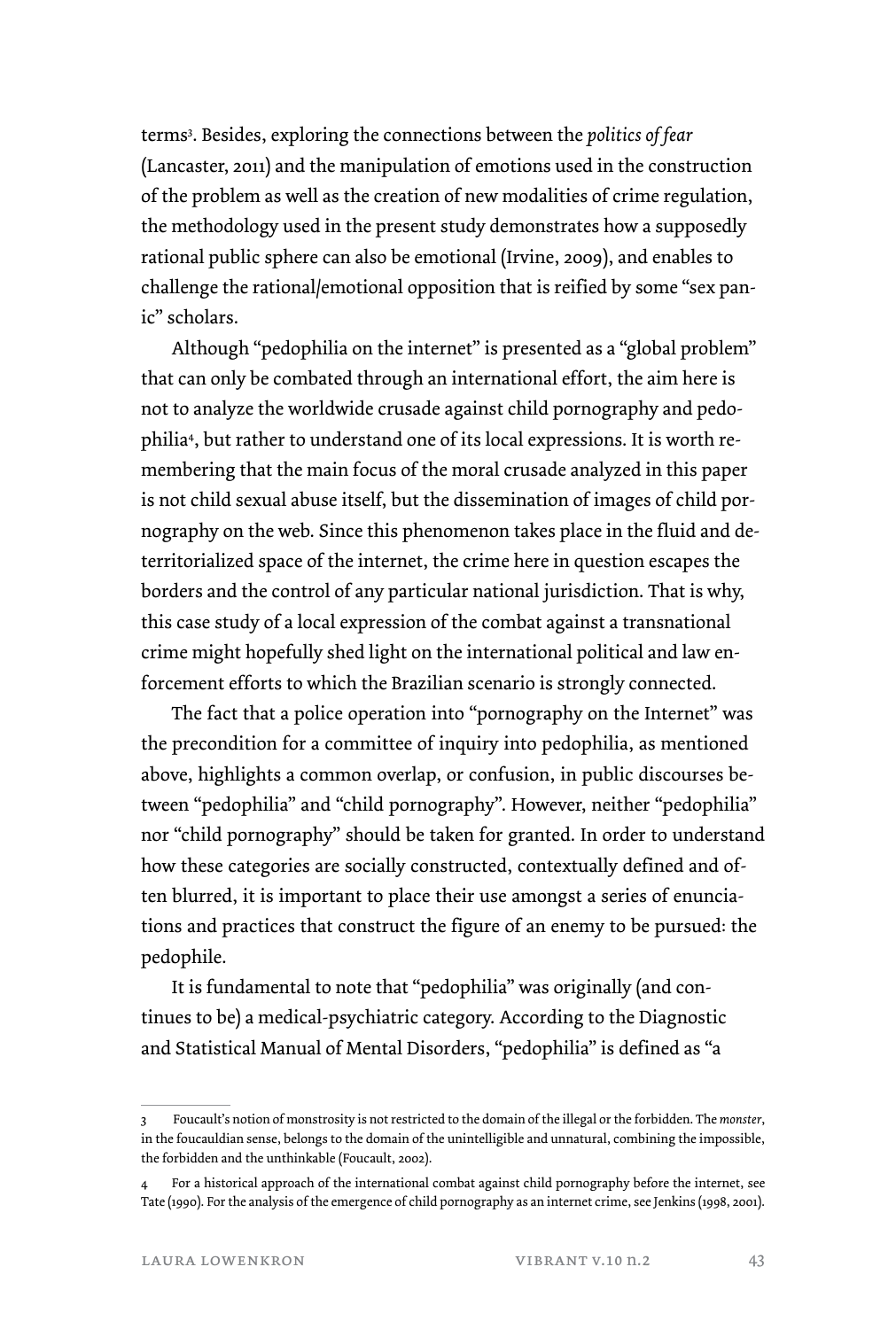terms[3]. Besides, exploring the connections between the *politics of fear* (Lancaster, 2011) and the manipulation of emotions used in the construction of the problem as well as the creation of new modalities of crime regulation, the methodology used in the present study demonstrates how a supposedly rational public sphere can also be emotional (Irvine, 2009), and enables to challenge the rational/emotional opposition that is reified by some "sex panic" scholars.

Although "pedophilia on the internet" is presented as a "global problem" that can only be combated through an international effort, the aim here is not to analyze the worldwide crusade against child pornography and pedophilia[4], but rather to understand one of its local expressions. It is worth remembering that the main focus of the moral crusade analyzed in this paper is not child sexual abuse itself, but the dissemination of images of child pornography on the web. Since this phenomenon takes place in the fluid and deterritorialized space of the internet, the crime here in question escapes the borders and the control of any particular national jurisdiction. That is why, this case study of a local expression of the combat against a transnational crime might hopefully shed light on the international political and law enforcement efforts to which the Brazilian scenario is strongly connected.

The fact that a police operation into "pornography on the Internet" was the precondition for a committee of inquiry into pedophilia, as mentioned above, highlights a common overlap, or confusion, in public discourses between "pedophilia" and "child pornography". However, neither "pedophilia" nor "child pornography" should be taken for granted. In order to understand how these categories are socially constructed, contextually defined and often blurred, it is important to place their use amongst a series of enunciations and practices that construct the figure of an enemy to be pursued: the pedophile.

It is fundamental to note that "pedophilia" was originally (and continues to be) a medical-psychiatric category. According to the Diagnostic and Statistical Manual of Mental Disorders, "pedophilia" is defined as "a

---

3 Foucault's notion of monstrosity is not restricted to the domain of the illegal or the forbidden. The *monster*, in the foucauldian sense, belongs to the domain of the unintelligible and unnatural, combining the impossible, the forbidden and the unthinkable (Foucault, 2002).

4 For a historical approach of the international combat against child pornography before the internet, see Tate (1990). For the analysis of the emergence of child pornography as an internet crime, see Jenkins (1998, 2001).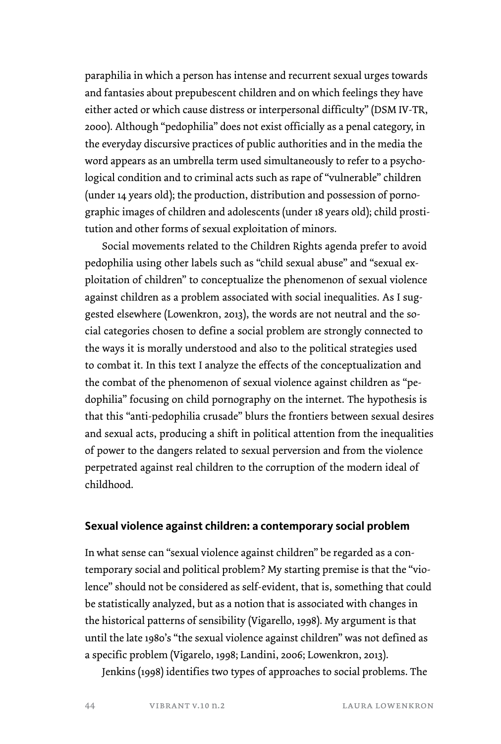paraphilia in which a person has intense and recurrent sexual urges towards and fantasies about prepubescent children and on which feelings they have either acted or which cause distress or interpersonal difficulty" (DSM IV-TR, 2000). Although "pedophilia" does not exist officially as a penal category, in the everyday discursive practices of public authorities and in the media the word appears as an umbrella term used simultaneously to refer to a psychological condition and to criminal acts such as rape of "vulnerable" children (under 14 years old); the production, distribution and possession of pornographic images of children and adolescents (under 18 years old); child prostitution and other forms of sexual exploitation of minors.

Social movements related to the Children Rights agenda prefer to avoid pedophilia using other labels such as "child sexual abuse" and "sexual exploitation of children" to conceptualize the phenomenon of sexual violence against children as a problem associated with social inequalities. As I suggested elsewhere (Lowenkron, 2013), the words are not neutral and the social categories chosen to define a social problem are strongly connected to the ways it is morally understood and also to the political strategies used to combat it. In this text I analyze the effects of the conceptualization and the combat of the phenomenon of sexual violence against children as "pedophilia" focusing on child pornography on the internet. The hypothesis is that this "anti-pedophilia crusade" blurs the frontiers between sexual desires and sexual acts, producing a shift in political attention from the inequalities of power to the dangers related to sexual perversion and from the violence perpetrated against real children to the corruption of the modern ideal of childhood.

## Sexual violence against children: a contemporary social problem

In what sense can "sexual violence against children" be regarded as a contemporary social and political problem? My starting premise is that the "violence" should not be considered as self-evident, that is, something that could be statistically analyzed, but as a notion that is associated with changes in the historical patterns of sensibility (Vigarello, 1998). My argument is that until the late 1980's "the sexual violence against children" was not defined as a specific problem (Vigarelo, 1998; Landini, 2006; Lowenkron, 2013).

Jenkins (1998) identifies two types of approaches to social problems. The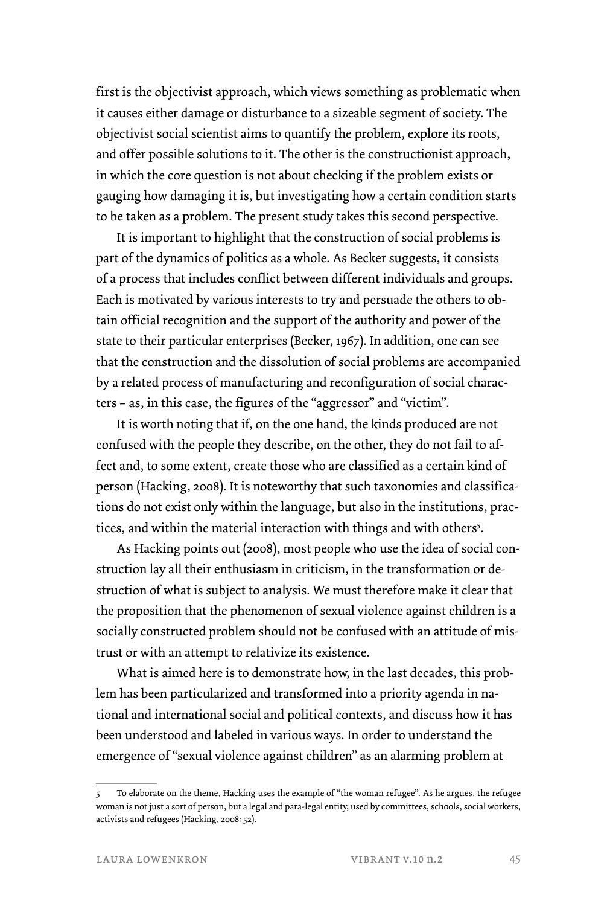first is the objectivist approach, which views something as problematic when it causes either damage or disturbance to a sizeable segment of society. The objectivist social scientist aims to quantify the problem, explore its roots, and offer possible solutions to it. The other is the constructionist approach, in which the core question is not about checking if the problem exists or gauging how damaging it is, but investigating how a certain condition starts to be taken as a problem. The present study takes this second perspective.

It is important to highlight that the construction of social problems is part of the dynamics of politics as a whole. As Becker suggests, it consists of a process that includes conflict between different individuals and groups. Each is motivated by various interests to try and persuade the others to obtain official recognition and the support of the authority and power of the state to their particular enterprises (Becker, 1967). In addition, one can see that the construction and the dissolution of social problems are accompanied by a related process of manufacturing and reconfiguration of social characters – as, in this case, the figures of the "aggressor" and "victim".

It is worth noting that if, on the one hand, the kinds produced are not confused with the people they describe, on the other, they do not fail to affect and, to some extent, create those who are classified as a certain kind of person (Hacking, 2008). It is noteworthy that such taxonomies and classifications do not exist only within the language, but also in the institutions, practices, and within the material interaction with things and with others[5].

As Hacking points out (2008), most people who use the idea of social construction lay all their enthusiasm in criticism, in the transformation or destruction of what is subject to analysis. We must therefore make it clear that the proposition that the phenomenon of sexual violence against children is a socially constructed problem should not be confused with an attitude of mistrust or with an attempt to relativize its existence.

What is aimed here is to demonstrate how, in the last decades, this problem has been particularized and transformed into a priority agenda in national and international social and political contexts, and discuss how it has been understood and labeled in various ways. In order to understand the emergence of "sexual violence against children" as an alarming problem at

5 To elaborate on the theme, Hacking uses the example of "the woman refugee". As he argues, the refugee woman is not just a sort of person, but a legal and para-legal entity, used by committees, schools, social workers, activists and refugees (Hacking, 2008: 52).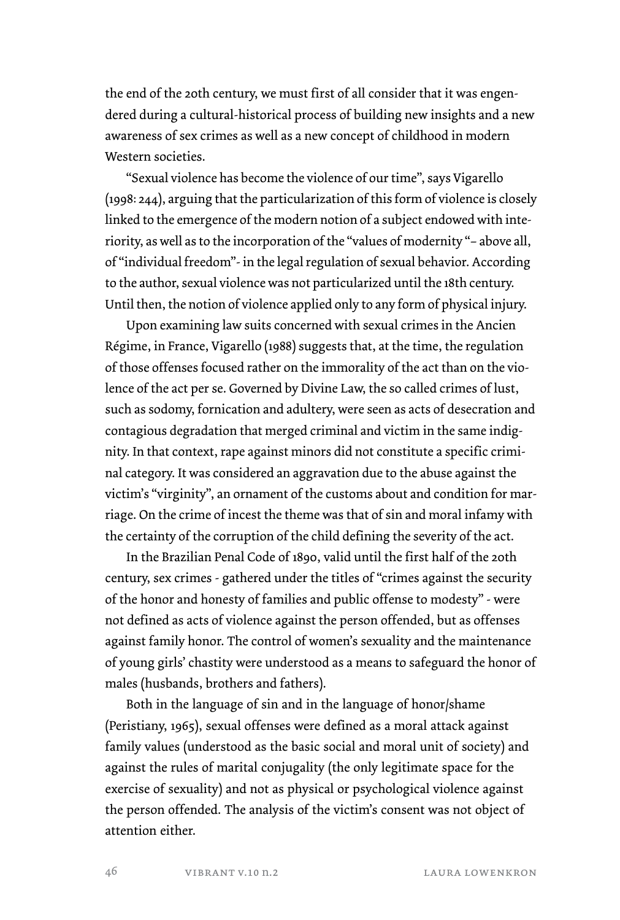the end of the 20th century, we must first of all consider that it was engendered during a cultural-historical process of building new insights and a new awareness of sex crimes as well as a new concept of childhood in modern Western societies.

"Sexual violence has become the violence of our time", says Vigarello (1998: 244), arguing that the particularization of this form of violence is closely linked to the emergence of the modern notion of a subject endowed with interiority, as well as to the incorporation of the "values of modernity "– above all, of "individual freedom"- in the legal regulation of sexual behavior. According to the author, sexual violence was not particularized until the 18th century. Until then, the notion of violence applied only to any form of physical injury.

Upon examining law suits concerned with sexual crimes in the Ancien Régime, in France, Vigarello (1988) suggests that, at the time, the regulation of those offenses focused rather on the immorality of the act than on the violence of the act per se. Governed by Divine Law, the so called crimes of lust, such as sodomy, fornication and adultery, were seen as acts of desecration and contagious degradation that merged criminal and victim in the same indignity. In that context, rape against minors did not constitute a specific criminal category. It was considered an aggravation due to the abuse against the victim's "virginity", an ornament of the customs about and condition for marriage. On the crime of incest the theme was that of sin and moral infamy with the certainty of the corruption of the child defining the severity of the act.

In the Brazilian Penal Code of 1890, valid until the first half of the 20th century, sex crimes - gathered under the titles of "crimes against the security of the honor and honesty of families and public offense to modesty" - were not defined as acts of violence against the person offended, but as offenses against family honor. The control of women's sexuality and the maintenance of young girls' chastity were understood as a means to safeguard the honor of males (husbands, brothers and fathers).

Both in the language of sin and in the language of honor/shame (Peristiany, 1965), sexual offenses were defined as a moral attack against family values (understood as the basic social and moral unit of society) and against the rules of marital conjugality (the only legitimate space for the exercise of sexuality) and not as physical or psychological violence against the person offended. The analysis of the victim's consent was not object of attention either.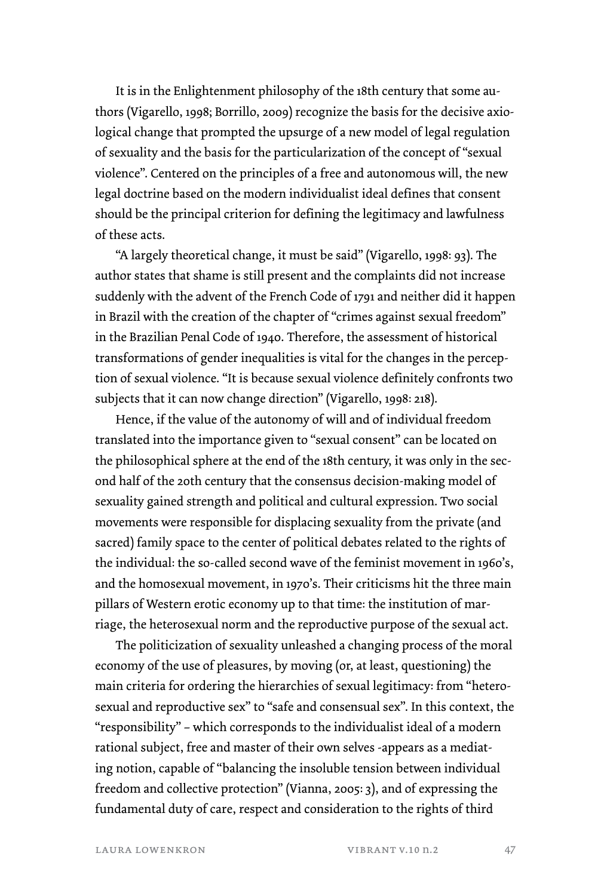It is in the Enlightenment philosophy of the 18th century that some authors (Vigarello, 1998; Borrillo, 2009) recognize the basis for the decisive axiological change that prompted the upsurge of a new model of legal regulation of sexuality and the basis for the particularization of the concept of "sexual violence". Centered on the principles of a free and autonomous will, the new legal doctrine based on the modern individualist ideal defines that consent should be the principal criterion for defining the legitimacy and lawfulness of these acts.

"A largely theoretical change, it must be said" (Vigarello, 1998: 93). The author states that shame is still present and the complaints did not increase suddenly with the advent of the French Code of 1791 and neither did it happen in Brazil with the creation of the chapter of "crimes against sexual freedom" in the Brazilian Penal Code of 1940. Therefore, the assessment of historical transformations of gender inequalities is vital for the changes in the perception of sexual violence. "It is because sexual violence definitely confronts two subjects that it can now change direction" (Vigarello, 1998: 218).

Hence, if the value of the autonomy of will and of individual freedom translated into the importance given to "sexual consent" can be located on the philosophical sphere at the end of the 18th century, it was only in the second half of the 20th century that the consensus decision-making model of sexuality gained strength and political and cultural expression. Two social movements were responsible for displacing sexuality from the private (and sacred) family space to the center of political debates related to the rights of the individual: the so-called second wave of the feminist movement in 1960's, and the homosexual movement, in 1970's. Their criticisms hit the three main pillars of Western erotic economy up to that time: the institution of marriage, the heterosexual norm and the reproductive purpose of the sexual act.

The politicization of sexuality unleashed a changing process of the moral economy of the use of pleasures, by moving (or, at least, questioning) the main criteria for ordering the hierarchies of sexual legitimacy: from "heterosexual and reproductive sex" to "safe and consensual sex". In this context, the "responsibility" – which corresponds to the individualist ideal of a modern rational subject, free and master of their own selves -appears as a mediating notion, capable of "balancing the insoluble tension between individual freedom and collective protection" (Vianna, 2005: 3), and of expressing the fundamental duty of care, respect and consideration to the rights of third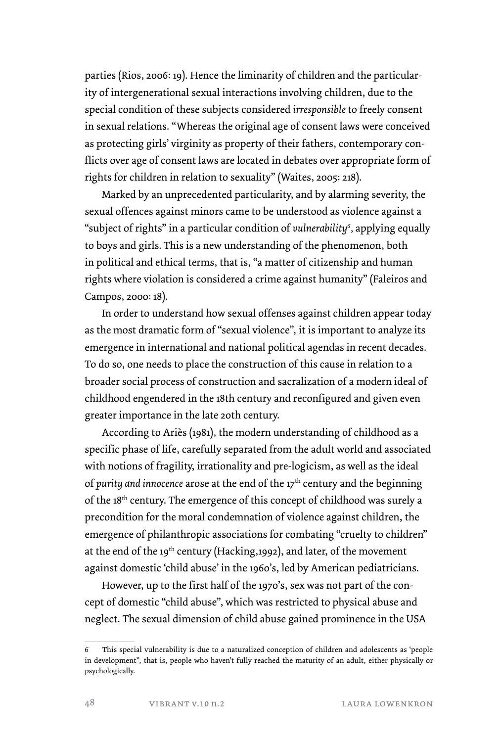parties (Rios, 2006: 19). Hence the liminarity of children and the particularity of intergenerational sexual interactions involving children, due to the special condition of these subjects considered *irresponsible* to freely consent in sexual relations. "Whereas the original age of consent laws were conceived as protecting girls' virginity as property of their fathers, contemporary conflicts over age of consent laws are located in debates over appropriate form of rights for children in relation to sexuality" (Waites, 2005: 218).

Marked by an unprecedented particularity, and by alarming severity, the sexual offences against minors came to be understood as violence against a "subject of rights" in a particular condition of *vulnerability*[6], applying equally to boys and girls. This is a new understanding of the phenomenon, both in political and ethical terms, that is, "a matter of citizenship and human rights where violation is considered a crime against humanity" (Faleiros and Campos, 2000: 18).

In order to understand how sexual offenses against children appear today as the most dramatic form of "sexual violence", it is important to analyze its emergence in international and national political agendas in recent decades. To do so, one needs to place the construction of this cause in relation to a broader social process of construction and sacralization of a modern ideal of childhood engendered in the 18th century and reconfigured and given even greater importance in the late 20th century.

According to Ariès (1981), the modern understanding of childhood as a specific phase of life, carefully separated from the adult world and associated with notions of fragility, irrationality and pre-logicism, as well as the ideal of *purity and innocence* arose at the end of the 17th century and the beginning of the 18th century. The emergence of this concept of childhood was surely a precondition for the moral condemnation of violence against children, the emergence of philanthropic associations for combating "cruelty to children" at the end of the 19th century (Hacking,1992), and later, of the movement against domestic 'child abuse' in the 1960's, led by American pediatricians.

However, up to the first half of the 1970's, sex was not part of the concept of domestic "child abuse", which was restricted to physical abuse and neglect. The sexual dimension of child abuse gained prominence in the USA

---

6 This special vulnerability is due to a naturalized conception of children and adolescents as 'people in development", that is, people who haven't fully reached the maturity of an adult, either physically or psychologically.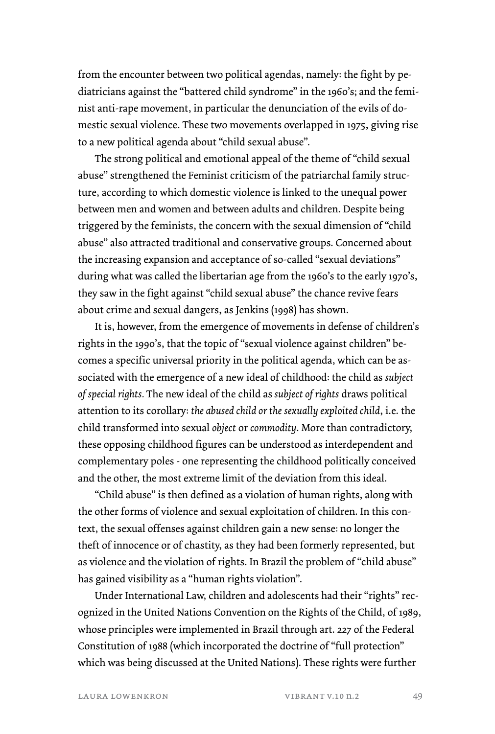from the encounter between two political agendas, namely: the fight by pediatricians against the "battered child syndrome" in the 1960's; and the feminist anti-rape movement, in particular the denunciation of the evils of domestic sexual violence. These two movements overlapped in 1975, giving rise to a new political agenda about "child sexual abuse".

The strong political and emotional appeal of the theme of "child sexual abuse" strengthened the Feminist criticism of the patriarchal family structure, according to which domestic violence is linked to the unequal power between men and women and between adults and children. Despite being triggered by the feminists, the concern with the sexual dimension of "child abuse" also attracted traditional and conservative groups. Concerned about the increasing expansion and acceptance of so-called "sexual deviations" during what was called the libertarian age from the 1960's to the early 1970's, they saw in the fight against "child sexual abuse" the chance revive fears about crime and sexual dangers, as Jenkins (1998) has shown.

It is, however, from the emergence of movements in defense of children's rights in the 1990's, that the topic of "sexual violence against children" becomes a specific universal priority in the political agenda, which can be associated with the emergence of a new ideal of childhood: the child as *subject of special rights*. The new ideal of the child as *subject of rights* draws political attention to its corollary: *the abused child or the sexually exploited child*, i.e. the child transformed into sexual *object* or *commodity*. More than contradictory, these opposing childhood figures can be understood as interdependent and complementary poles - one representing the childhood politically conceived and the other, the most extreme limit of the deviation from this ideal.

"Child abuse" is then defined as a violation of human rights, along with the other forms of violence and sexual exploitation of children. In this context, the sexual offenses against children gain a new sense: no longer the theft of innocence or of chastity, as they had been formerly represented, but as violence and the violation of rights. In Brazil the problem of "child abuse" has gained visibility as a "human rights violation".

Under International Law, children and adolescents had their "rights" recognized in the United Nations Convention on the Rights of the Child, of 1989, whose principles were implemented in Brazil through art. 227 of the Federal Constitution of 1988 (which incorporated the doctrine of "full protection" which was being discussed at the United Nations). These rights were further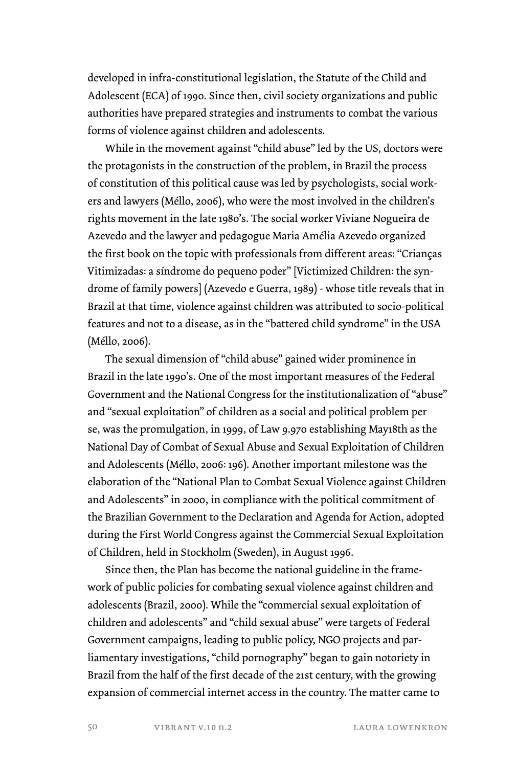developed in infra-constitutional legislation, the Statute of the Child and Adolescent (ECA) of 1990. Since then, civil society organizations and public authorities have prepared strategies and instruments to combat the various forms of violence against children and adolescents.

While in the movement against "child abuse" led by the US, doctors were the protagonists in the construction of the problem, in Brazil the process of constitution of this political cause was led by psychologists, social workers and lawyers (Méllo, 2006), who were the most involved in the children's rights movement in the late 1980's. The social worker Viviane Nogueira de Azevedo and the lawyer and pedagogue Maria Amélia Azevedo organized the first book on the topic with professionals from different areas: "Crianças Vitimizadas: a síndrome do pequeno poder" [Victimized Children: the syndrome of family powers] (Azevedo e Guerra, 1989) - whose title reveals that in Brazil at that time, violence against children was attributed to socio-political features and not to a disease, as in the "battered child syndrome" in the USA (Méllo, 2006).

The sexual dimension of "child abuse" gained wider prominence in Brazil in the late 1990's. One of the most important measures of the Federal Government and the National Congress for the institutionalization of "abuse" and "sexual exploitation" of children as a social and political problem per se, was the promulgation, in 1999, of Law 9.970 establishing May18th as the National Day of Combat of Sexual Abuse and Sexual Exploitation of Children and Adolescents (Méllo, 2006: 196). Another important milestone was the elaboration of the "National Plan to Combat Sexual Violence against Children and Adolescents" in 2000, in compliance with the political commitment of the Brazilian Government to the Declaration and Agenda for Action, adopted during the First World Congress against the Commercial Sexual Exploitation of Children, held in Stockholm (Sweden), in August 1996.

Since then, the Plan has become the national guideline in the framework of public policies for combating sexual violence against children and adolescents (Brazil, 2000). While the "commercial sexual exploitation of children and adolescents" and "child sexual abuse" were targets of Federal Government campaigns, leading to public policy, NGO projects and parliamentary investigations, "child pornography" began to gain notoriety in Brazil from the half of the first decade of the 21st century, with the growing expansion of commercial internet access in the country. The matter came to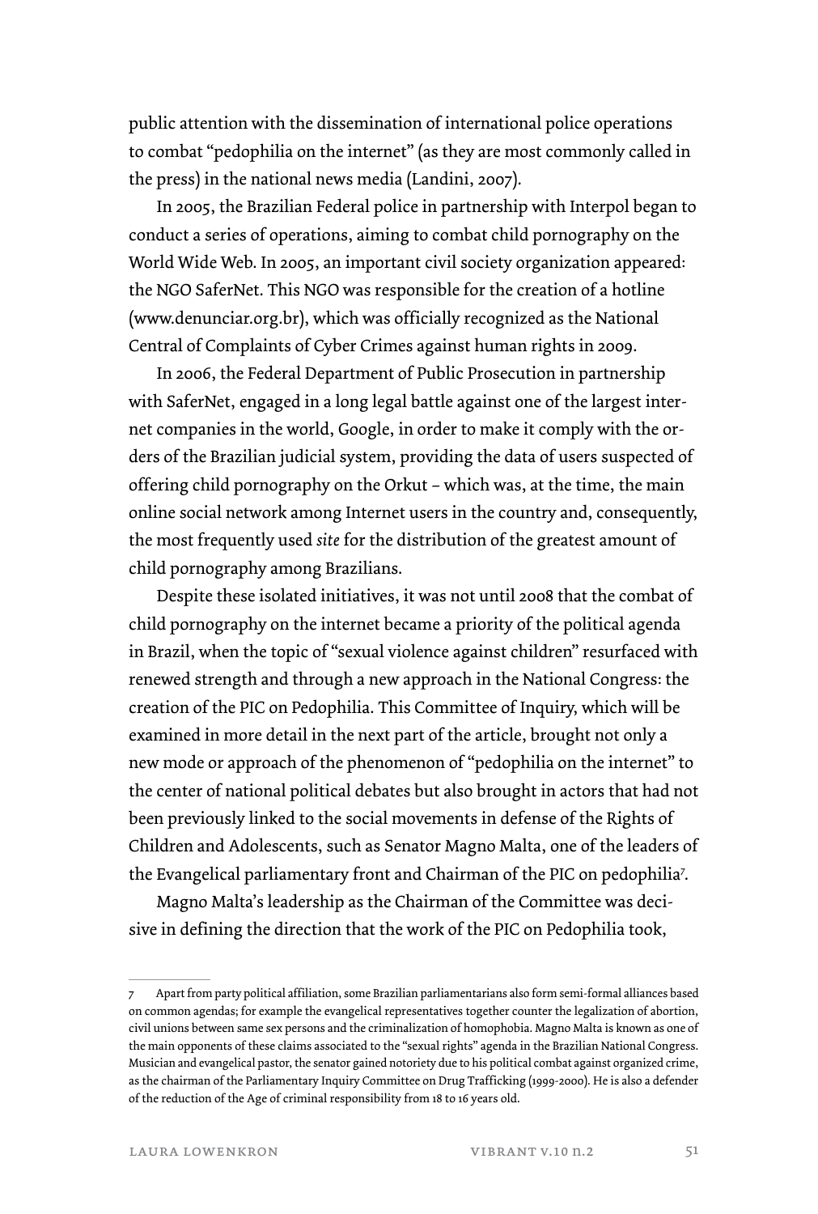public attention with the dissemination of international police operations to combat "pedophilia on the internet" (as they are most commonly called in the press) in the national news media (Landini, 2007).

In 2005, the Brazilian Federal police in partnership with Interpol began to conduct a series of operations, aiming to combat child pornography on the World Wide Web. In 2005, an important civil society organization appeared: the NGO SaferNet. This NGO was responsible for the creation of a hotline (www.denunciar.org.br), which was officially recognized as the National Central of Complaints of Cyber Crimes against human rights in 2009.

In 2006, the Federal Department of Public Prosecution in partnership with SaferNet, engaged in a long legal battle against one of the largest internet companies in the world, Google, in order to make it comply with the orders of the Brazilian judicial system, providing the data of users suspected of offering child pornography on the Orkut – which was, at the time, the main online social network among Internet users in the country and, consequently, the most frequently used *site* for the distribution of the greatest amount of child pornography among Brazilians.

Despite these isolated initiatives, it was not until 2008 that the combat of child pornography on the internet became a priority of the political agenda in Brazil, when the topic of "sexual violence against children" resurfaced with renewed strength and through a new approach in the National Congress: the creation of the PIC on Pedophilia. This Committee of Inquiry, which will be examined in more detail in the next part of the article, brought not only a new mode or approach of the phenomenon of "pedophilia on the internet" to the center of national political debates but also brought in actors that had not been previously linked to the social movements in defense of the Rights of Children and Adolescents, such as Senator Magno Malta, one of the leaders of the Evangelical parliamentary front and Chairman of the PIC on pedophilia[7].

Magno Malta's leadership as the Chairman of the Committee was decisive in defining the direction that the work of the PIC on Pedophilia took,

---

7 Apart from party political affiliation, some Brazilian parliamentarians also form semi-formal alliances based on common agendas; for example the evangelical representatives together counter the legalization of abortion, civil unions between same sex persons and the criminalization of homophobia. Magno Malta is known as one of the main opponents of these claims associated to the "sexual rights" agenda in the Brazilian National Congress. Musician and evangelical pastor, the senator gained notoriety due to his political combat against organized crime, as the chairman of the Parliamentary Inquiry Committee on Drug Trafficking (1999-2000). He is also a defender of the reduction of the Age of criminal responsibility from 18 to 16 years old.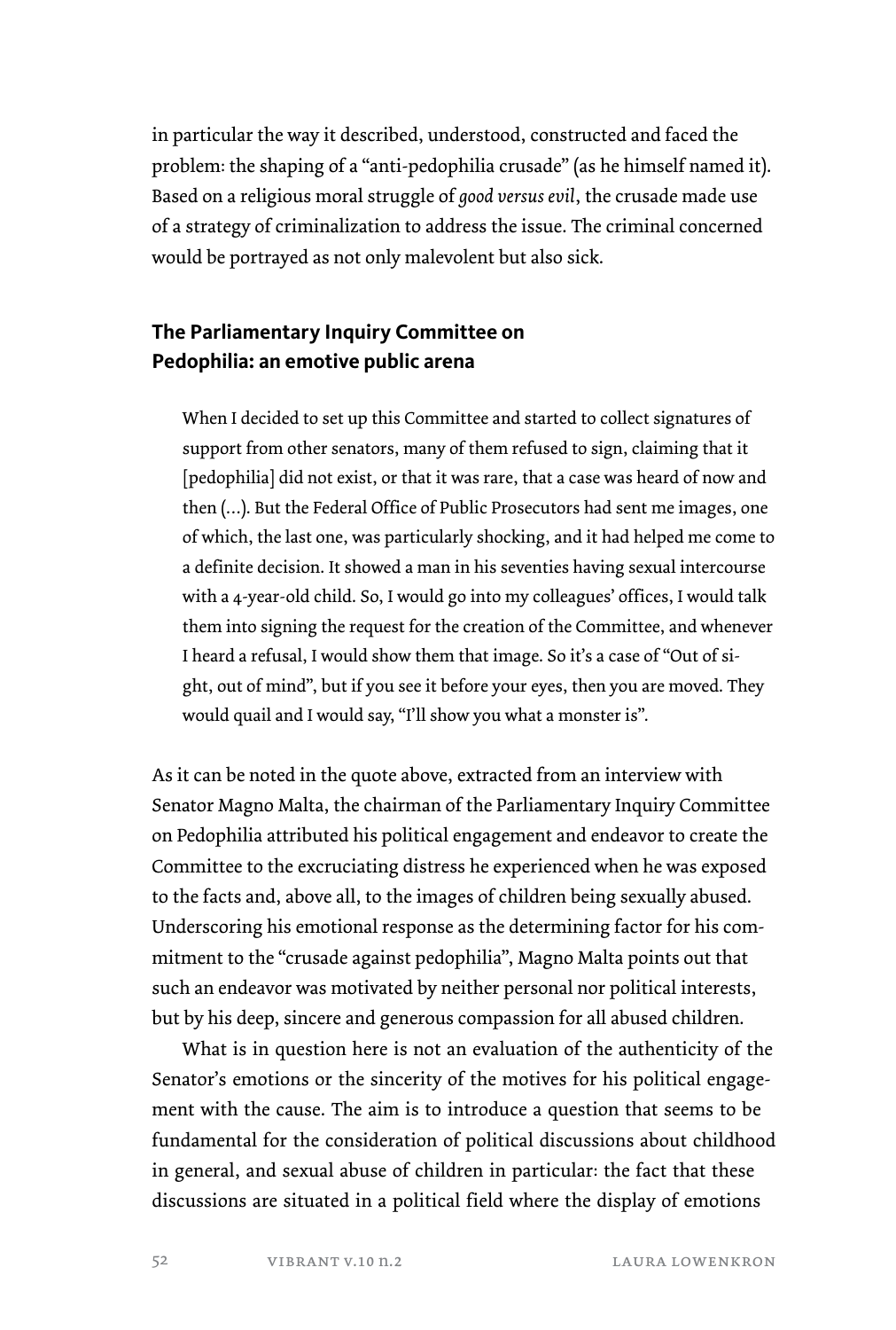in particular the way it described, understood, constructed and faced the problem: the shaping of a "anti-pedophilia crusade" (as he himself named it). Based on a religious moral struggle of *good versus evil*, the crusade made use of a strategy of criminalization to address the issue. The criminal concerned would be portrayed as not only malevolent but also sick.

## The Parliamentary Inquiry Committee on Pedophilia: an emotive public arena

> When I decided to set up this Committee and started to collect signatures of support from other senators, many of them refused to sign, claiming that it [pedophilia] did not exist, or that it was rare, that a case was heard of now and then (…). But the Federal Office of Public Prosecutors had sent me images, one of which, the last one, was particularly shocking, and it had helped me come to a definite decision. It showed a man in his seventies having sexual intercourse with a 4-year-old child. So, I would go into my colleagues' offices, I would talk them into signing the request for the creation of the Committee, and whenever I heard a refusal, I would show them that image. So it's a case of "Out of sight, out of mind", but if you see it before your eyes, then you are moved. They would quail and I would say, "I'll show you what a monster is".

As it can be noted in the quote above, extracted from an interview with Senator Magno Malta, the chairman of the Parliamentary Inquiry Committee on Pedophilia attributed his political engagement and endeavor to create the Committee to the excruciating distress he experienced when he was exposed to the facts and, above all, to the images of children being sexually abused. Underscoring his emotional response as the determining factor for his commitment to the "crusade against pedophilia", Magno Malta points out that such an endeavor was motivated by neither personal nor political interests, but by his deep, sincere and generous compassion for all abused children.

What is in question here is not an evaluation of the authenticity of the Senator's emotions or the sincerity of the motives for his political engagement with the cause. The aim is to introduce a question that seems to be fundamental for the consideration of political discussions about childhood in general, and sexual abuse of children in particular: the fact that these discussions are situated in a political field where the display of emotions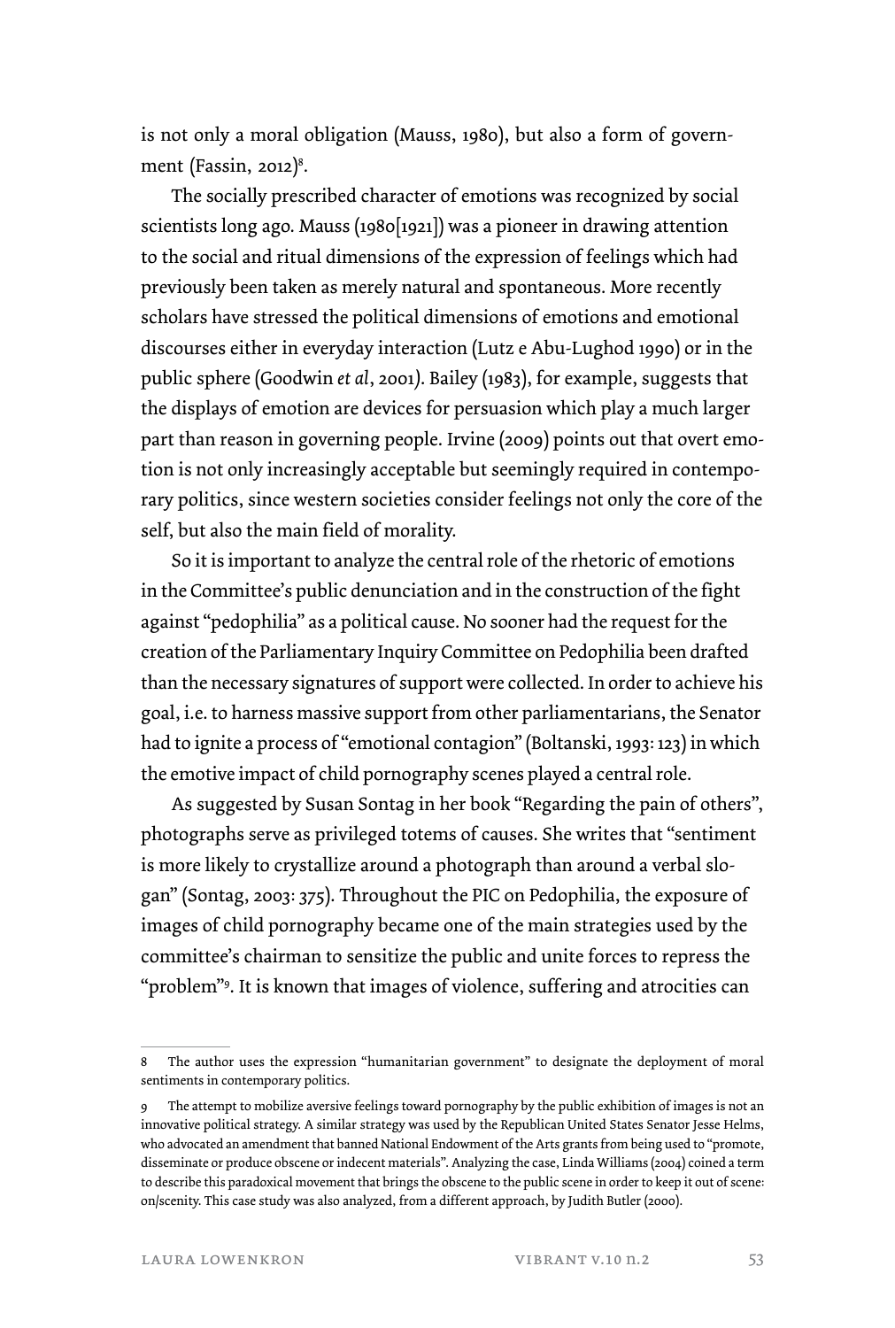is not only a moral obligation (Mauss, 1980), but also a form of government (Fassin, 2012)[8].

The socially prescribed character of emotions was recognized by social scientists long ago. Mauss (1980[1921]) was a pioneer in drawing attention to the social and ritual dimensions of the expression of feelings which had previously been taken as merely natural and spontaneous. More recently scholars have stressed the political dimensions of emotions and emotional discourses either in everyday interaction (Lutz e Abu-Lughod 1990) or in the public sphere (Goodwin *et al*, 2001). Bailey (1983), for example, suggests that the displays of emotion are devices for persuasion which play a much larger part than reason in governing people. Irvine (2009) points out that overt emotion is not only increasingly acceptable but seemingly required in contemporary politics, since western societies consider feelings not only the core of the self, but also the main field of morality.

So it is important to analyze the central role of the rhetoric of emotions in the Committee's public denunciation and in the construction of the fight against "pedophilia" as a political cause. No sooner had the request for the creation of the Parliamentary Inquiry Committee on Pedophilia been drafted than the necessary signatures of support were collected. In order to achieve his goal, i.e. to harness massive support from other parliamentarians, the Senator had to ignite a process of "emotional contagion" (Boltanski, 1993: 123) in which the emotive impact of child pornography scenes played a central role.

As suggested by Susan Sontag in her book "Regarding the pain of others", photographs serve as privileged totems of causes. She writes that "sentiment is more likely to crystallize around a photograph than around a verbal slogan" (Sontag, 2003: 375). Throughout the PIC on Pedophilia, the exposure of images of child pornography became one of the main strategies used by the committee's chairman to sensitize the public and unite forces to repress the "problem"[9]. It is known that images of violence, suffering and atrocities can

---

8 The author uses the expression "humanitarian government" to designate the deployment of moral sentiments in contemporary politics.

9 The attempt to mobilize aversive feelings toward pornography by the public exhibition of images is not an innovative political strategy. A similar strategy was used by the Republican United States Senator Jesse Helms, who advocated an amendment that banned National Endowment of the Arts grants from being used to "promote, disseminate or produce obscene or indecent materials". Analyzing the case, Linda Williams (2004) coined a term to describe this paradoxical movement that brings the obscene to the public scene in order to keep it out of scene: on/scenity. This case study was also analyzed, from a different approach, by Judith Butler (2000).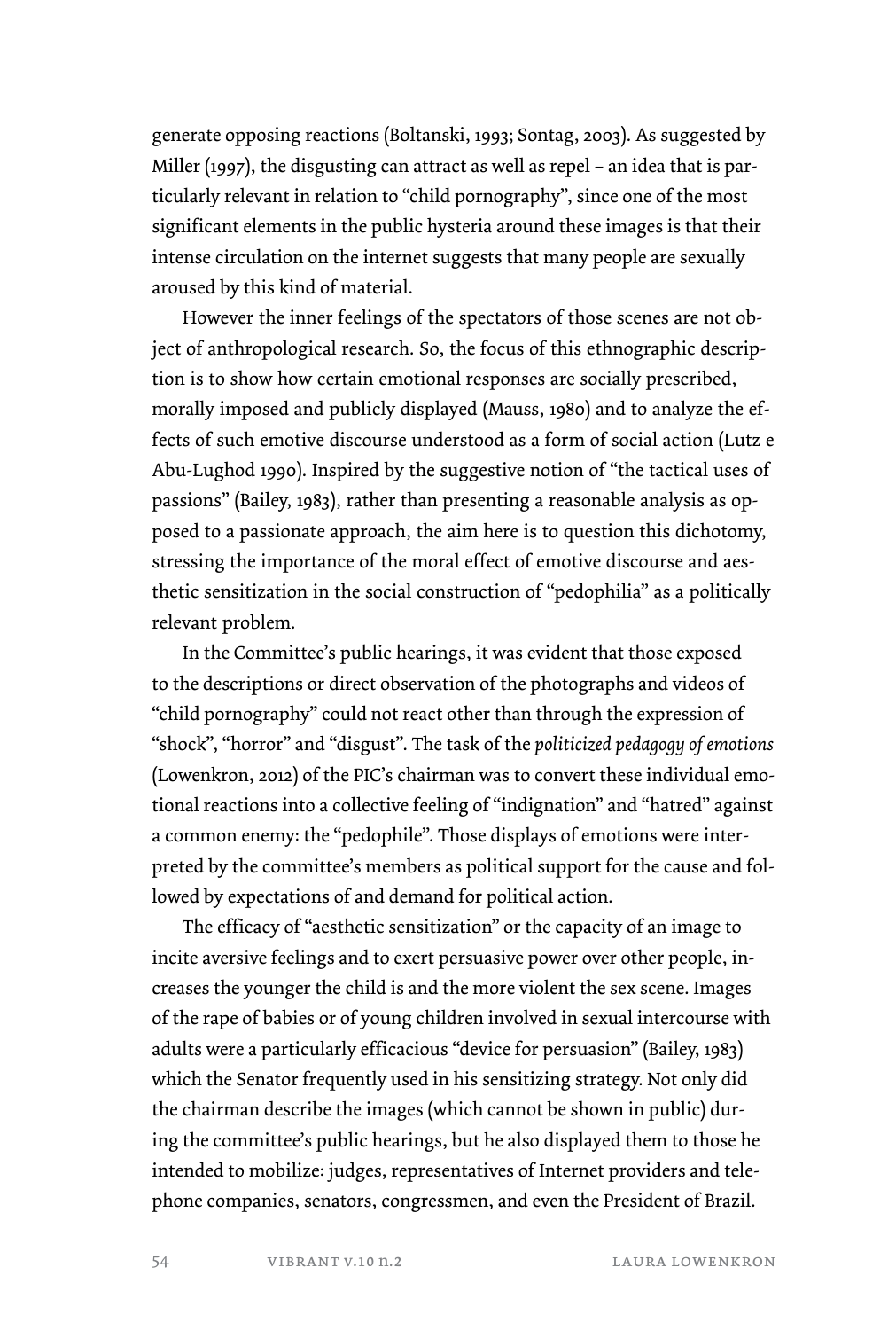generate opposing reactions (Boltanski, 1993; Sontag, 2003). As suggested by Miller (1997), the disgusting can attract as well as repel – an idea that is particularly relevant in relation to "child pornography", since one of the most significant elements in the public hysteria around these images is that their intense circulation on the internet suggests that many people are sexually aroused by this kind of material.

However the inner feelings of the spectators of those scenes are not object of anthropological research. So, the focus of this ethnographic description is to show how certain emotional responses are socially prescribed, morally imposed and publicly displayed (Mauss, 1980) and to analyze the effects of such emotive discourse understood as a form of social action (Lutz e Abu-Lughod 1990). Inspired by the suggestive notion of "the tactical uses of passions" (Bailey, 1983), rather than presenting a reasonable analysis as opposed to a passionate approach, the aim here is to question this dichotomy, stressing the importance of the moral effect of emotive discourse and aesthetic sensitization in the social construction of "pedophilia" as a politically relevant problem.

In the Committee's public hearings, it was evident that those exposed to the descriptions or direct observation of the photographs and videos of "child pornography" could not react other than through the expression of "shock", "horror" and "disgust". The task of the *politicized pedagogy of emotions* (Lowenkron, 2012) of the PIC's chairman was to convert these individual emotional reactions into a collective feeling of "indignation" and "hatred" against a common enemy: the "pedophile". Those displays of emotions were interpreted by the committee's members as political support for the cause and followed by expectations of and demand for political action.

The efficacy of "aesthetic sensitization" or the capacity of an image to incite aversive feelings and to exert persuasive power over other people, increases the younger the child is and the more violent the sex scene. Images of the rape of babies or of young children involved in sexual intercourse with adults were a particularly efficacious "device for persuasion" (Bailey, 1983) which the Senator frequently used in his sensitizing strategy. Not only did the chairman describe the images (which cannot be shown in public) during the committee's public hearings, but he also displayed them to those he intended to mobilize: judges, representatives of Internet providers and telephone companies, senators, congressmen, and even the President of Brazil.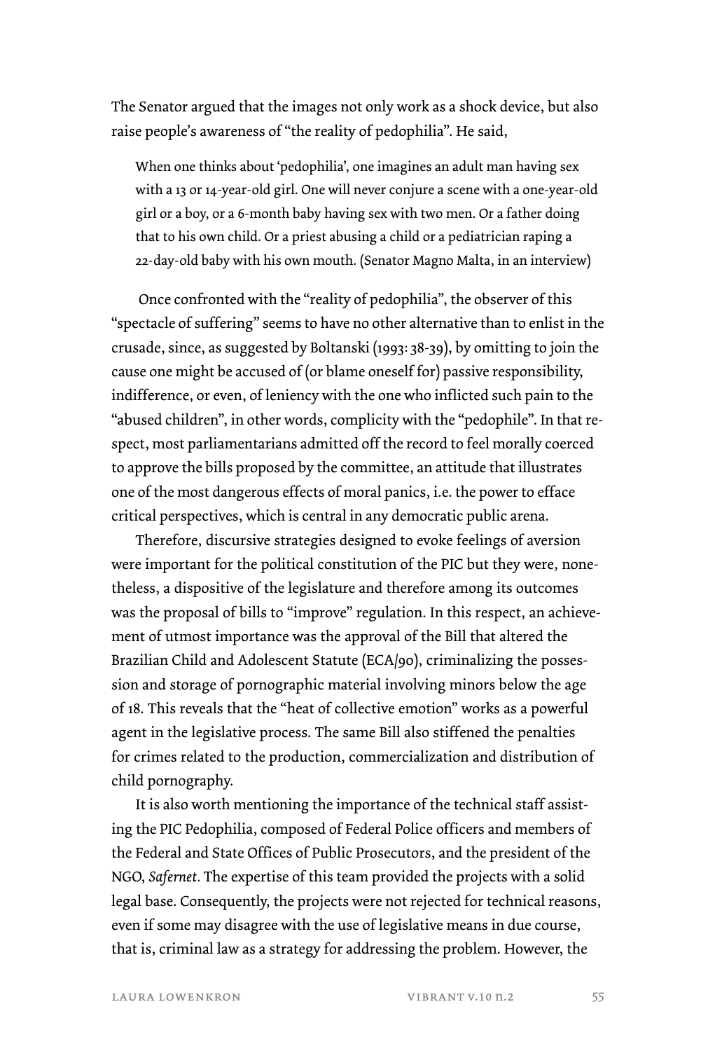The Senator argued that the images not only work as a shock device, but also raise people's awareness of "the reality of pedophilia". He said,

> When one thinks about 'pedophilia', one imagines an adult man having sex with a 13 or 14-year-old girl. One will never conjure a scene with a one-year-old girl or a boy, or a 6-month baby having sex with two men. Or a father doing that to his own child. Or a priest abusing a child or a pediatrician raping a 22-day-old baby with his own mouth. (Senator Magno Malta, in an interview)

Once confronted with the "reality of pedophilia", the observer of this "spectacle of suffering" seems to have no other alternative than to enlist in the crusade, since, as suggested by Boltanski (1993: 38-39), by omitting to join the cause one might be accused of (or blame oneself for) passive responsibility, indifference, or even, of leniency with the one who inflicted such pain to the "abused children", in other words, complicity with the "pedophile". In that respect, most parliamentarians admitted off the record to feel morally coerced to approve the bills proposed by the committee, an attitude that illustrates one of the most dangerous effects of moral panics, i.e. the power to efface critical perspectives, which is central in any democratic public arena.

Therefore, discursive strategies designed to evoke feelings of aversion were important for the political constitution of the PIC but they were, nonetheless, a dispositive of the legislature and therefore among its outcomes was the proposal of bills to "improve" regulation. In this respect, an achievement of utmost importance was the approval of the Bill that altered the Brazilian Child and Adolescent Statute (ECA/90), criminalizing the possession and storage of pornographic material involving minors below the age of 18. This reveals that the "heat of collective emotion" works as a powerful agent in the legislative process. The same Bill also stiffened the penalties for crimes related to the production, commercialization and distribution of child pornography.

It is also worth mentioning the importance of the technical staff assisting the PIC Pedophilia, composed of Federal Police officers and members of the Federal and State Offices of Public Prosecutors, and the president of the NGO, *Safernet*. The expertise of this team provided the projects with a solid legal base. Consequently, the projects were not rejected for technical reasons, even if some may disagree with the use of legislative means in due course, that is, criminal law as a strategy for addressing the problem. However, the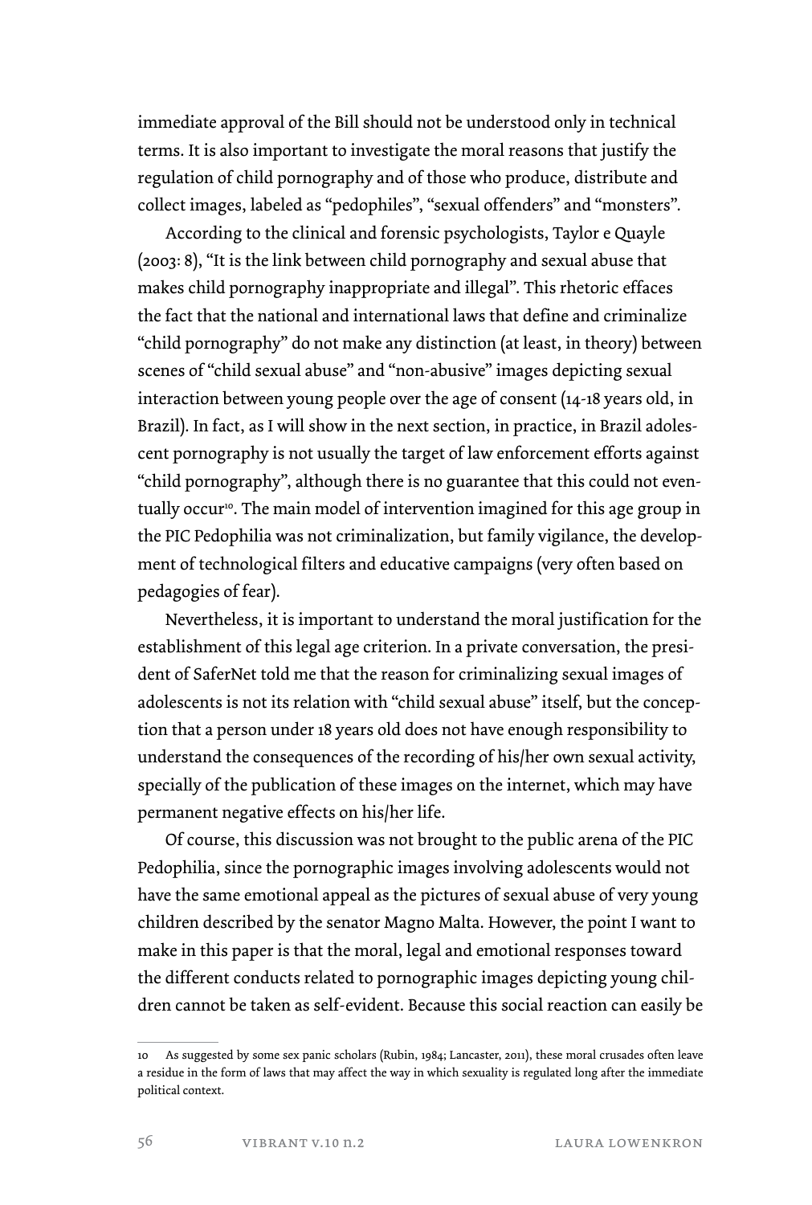immediate approval of the Bill should not be understood only in technical terms. It is also important to investigate the moral reasons that justify the regulation of child pornography and of those who produce, distribute and collect images, labeled as "pedophiles", "sexual offenders" and "monsters".

According to the clinical and forensic psychologists, Taylor e Quayle (2003: 8), "It is the link between child pornography and sexual abuse that makes child pornography inappropriate and illegal". This rhetoric effaces the fact that the national and international laws that define and criminalize "child pornography" do not make any distinction (at least, in theory) between scenes of "child sexual abuse" and "non-abusive" images depicting sexual interaction between young people over the age of consent (14-18 years old, in Brazil). In fact, as I will show in the next section, in practice, in Brazil adolescent pornography is not usually the target of law enforcement efforts against "child pornography", although there is no guarantee that this could not eventually occur[10]. The main model of intervention imagined for this age group in the PIC Pedophilia was not criminalization, but family vigilance, the development of technological filters and educative campaigns (very often based on pedagogies of fear).

Nevertheless, it is important to understand the moral justification for the establishment of this legal age criterion. In a private conversation, the president of SaferNet told me that the reason for criminalizing sexual images of adolescents is not its relation with "child sexual abuse" itself, but the conception that a person under 18 years old does not have enough responsibility to understand the consequences of the recording of his/her own sexual activity, specially of the publication of these images on the internet, which may have permanent negative effects on his/her life.

Of course, this discussion was not brought to the public arena of the PIC Pedophilia, since the pornographic images involving adolescents would not have the same emotional appeal as the pictures of sexual abuse of very young children described by the senator Magno Malta. However, the point I want to make in this paper is that the moral, legal and emotional responses toward the different conducts related to pornographic images depicting young children cannot be taken as self-evident. Because this social reaction can easily be

---

10 As suggested by some sex panic scholars (Rubin, 1984; Lancaster, 2011), these moral crusades often leave a residue in the form of laws that may affect the way in which sexuality is regulated long after the immediate political context.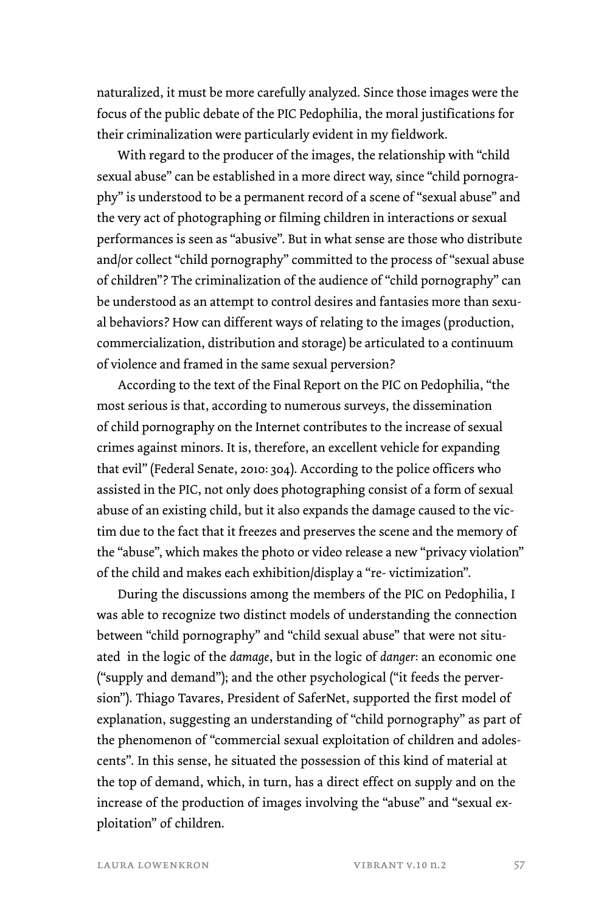naturalized, it must be more carefully analyzed. Since those images were the focus of the public debate of the PIC Pedophilia, the moral justifications for their criminalization were particularly evident in my fieldwork.

With regard to the producer of the images, the relationship with "child sexual abuse" can be established in a more direct way, since "child pornography" is understood to be a permanent record of a scene of "sexual abuse" and the very act of photographing or filming children in interactions or sexual performances is seen as "abusive". But in what sense are those who distribute and/or collect "child pornography" committed to the process of "sexual abuse of children"? The criminalization of the audience of "child pornography" can be understood as an attempt to control desires and fantasies more than sexual behaviors? How can different ways of relating to the images (production, commercialization, distribution and storage) be articulated to a continuum of violence and framed in the same sexual perversion?

According to the text of the Final Report on the PIC on Pedophilia, "the most serious is that, according to numerous surveys, the dissemination of child pornography on the Internet contributes to the increase of sexual crimes against minors. It is, therefore, an excellent vehicle for expanding that evil" (Federal Senate, 2010: 304). According to the police officers who assisted in the PIC, not only does photographing consist of a form of sexual abuse of an existing child, but it also expands the damage caused to the victim due to the fact that it freezes and preserves the scene and the memory of the "abuse", which makes the photo or video release a new "privacy violation" of the child and makes each exhibition/display a "re- victimization".

During the discussions among the members of the PIC on Pedophilia, I was able to recognize two distinct models of understanding the connection between "child pornography" and "child sexual abuse" that were not situated in the logic of the *damage*, but in the logic of *danger*: an economic one ("supply and demand"); and the other psychological ("it feeds the perversion"). Thiago Tavares, President of SaferNet, supported the first model of explanation, suggesting an understanding of "child pornography" as part of the phenomenon of "commercial sexual exploitation of children and adolescents". In this sense, he situated the possession of this kind of material at the top of demand, which, in turn, has a direct effect on supply and on the increase of the production of images involving the "abuse" and "sexual exploitation" of children.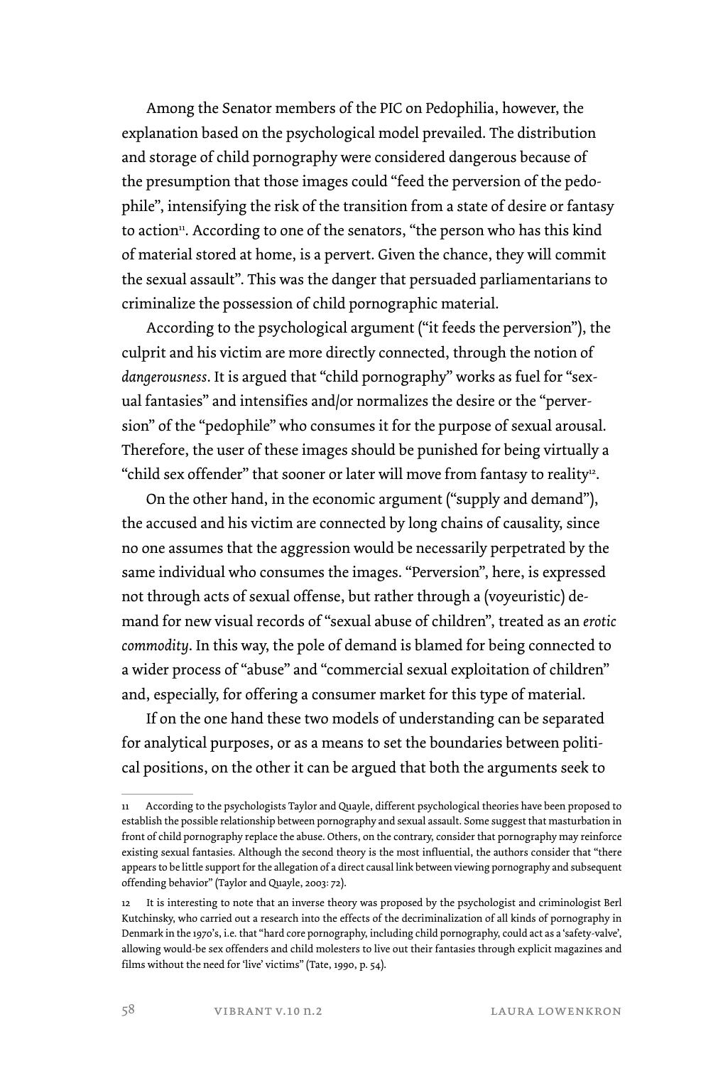Among the Senator members of the PIC on Pedophilia, however, the explanation based on the psychological model prevailed. The distribution and storage of child pornography were considered dangerous because of the presumption that those images could "feed the perversion of the pedophile", intensifying the risk of the transition from a state of desire or fantasy to action[11]. According to one of the senators, "the person who has this kind of material stored at home, is a pervert. Given the chance, they will commit the sexual assault". This was the danger that persuaded parliamentarians to criminalize the possession of child pornographic material.

According to the psychological argument ("it feeds the perversion"), the culprit and his victim are more directly connected, through the notion of *dangerousness*. It is argued that "child pornography" works as fuel for "sexual fantasies" and intensifies and/or normalizes the desire or the "perversion" of the "pedophile" who consumes it for the purpose of sexual arousal. Therefore, the user of these images should be punished for being virtually a "child sex offender" that sooner or later will move from fantasy to reality[12].

On the other hand, in the economic argument ("supply and demand"), the accused and his victim are connected by long chains of causality, since no one assumes that the aggression would be necessarily perpetrated by the same individual who consumes the images. "Perversion", here, is expressed not through acts of sexual offense, but rather through a (voyeuristic) demand for new visual records of "sexual abuse of children", treated as an *erotic commodity*. In this way, the pole of demand is blamed for being connected to a wider process of "abuse" and "commercial sexual exploitation of children" and, especially, for offering a consumer market for this type of material.

If on the one hand these two models of understanding can be separated for analytical purposes, or as a means to set the boundaries between political positions, on the other it can be argued that both the arguments seek to

---

11 According to the psychologists Taylor and Quayle, different psychological theories have been proposed to establish the possible relationship between pornography and sexual assault. Some suggest that masturbation in front of child pornography replace the abuse. Others, on the contrary, consider that pornography may reinforce existing sexual fantasies. Although the second theory is the most influential, the authors consider that "there appears to be little support for the allegation of a direct causal link between viewing pornography and subsequent offending behavior" (Taylor and Quayle, 2003: 72).

12 It is interesting to note that an inverse theory was proposed by the psychologist and criminologist Berl Kutchinsky, who carried out a research into the effects of the decriminalization of all kinds of pornography in Denmark in the 1970's, i.e. that "hard core pornography, including child pornography, could act as a 'safety-valve', allowing would-be sex offenders and child molesters to live out their fantasies through explicit magazines and films without the need for 'live' victims" (Tate, 1990, p. 54).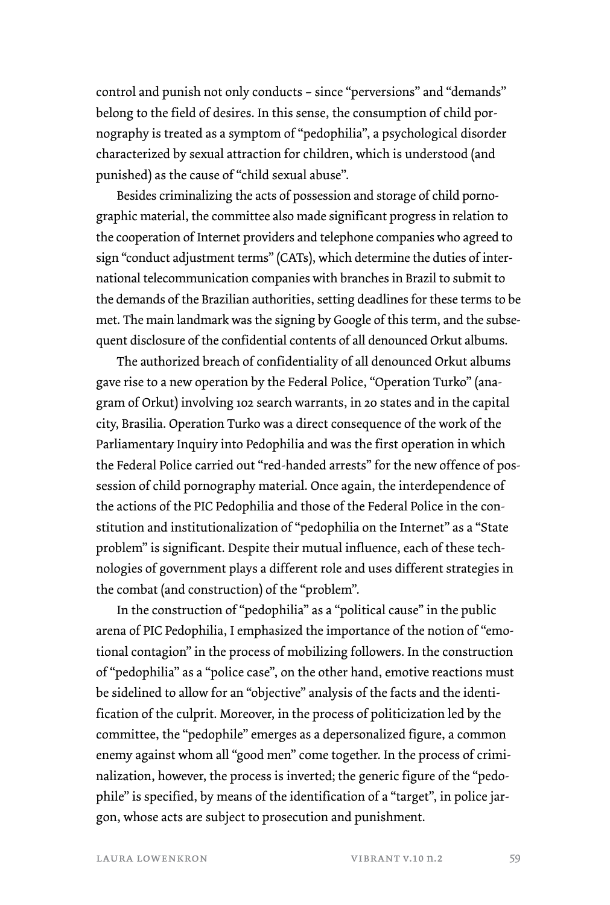control and punish not only conducts – since "perversions" and "demands" belong to the field of desires. In this sense, the consumption of child pornography is treated as a symptom of "pedophilia", a psychological disorder characterized by sexual attraction for children, which is understood (and punished) as the cause of "child sexual abuse".

Besides criminalizing the acts of possession and storage of child pornographic material, the committee also made significant progress in relation to the cooperation of Internet providers and telephone companies who agreed to sign "conduct adjustment terms" (CATs), which determine the duties of international telecommunication companies with branches in Brazil to submit to the demands of the Brazilian authorities, setting deadlines for these terms to be met. The main landmark was the signing by Google of this term, and the subsequent disclosure of the confidential contents of all denounced Orkut albums.

The authorized breach of confidentiality of all denounced Orkut albums gave rise to a new operation by the Federal Police, "Operation Turko" (anagram of Orkut) involving 102 search warrants, in 20 states and in the capital city, Brasilia. Operation Turko was a direct consequence of the work of the Parliamentary Inquiry into Pedophilia and was the first operation in which the Federal Police carried out "red-handed arrests" for the new offence of possession of child pornography material. Once again, the interdependence of the actions of the PIC Pedophilia and those of the Federal Police in the constitution and institutionalization of "pedophilia on the Internet" as a "State problem" is significant. Despite their mutual influence, each of these technologies of government plays a different role and uses different strategies in the combat (and construction) of the "problem".

In the construction of "pedophilia" as a "political cause" in the public arena of PIC Pedophilia, I emphasized the importance of the notion of "emotional contagion" in the process of mobilizing followers. In the construction of "pedophilia" as a "police case", on the other hand, emotive reactions must be sidelined to allow for an "objective" analysis of the facts and the identification of the culprit. Moreover, in the process of politicization led by the committee, the "pedophile" emerges as a depersonalized figure, a common enemy against whom all "good men" come together. In the process of criminalization, however, the process is inverted; the generic figure of the "pedophile" is specified, by means of the identification of a "target", in police jargon, whose acts are subject to prosecution and punishment.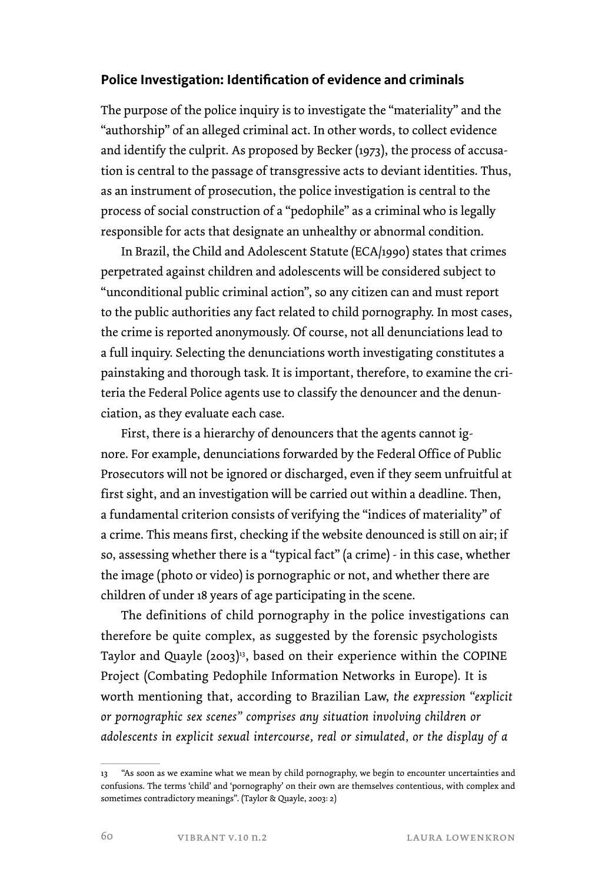## Police Investigation: Identification of evidence and criminals

The purpose of the police inquiry is to investigate the "materiality" and the "authorship" of an alleged criminal act. In other words, to collect evidence and identify the culprit. As proposed by Becker (1973), the process of accusation is central to the passage of transgressive acts to deviant identities. Thus, as an instrument of prosecution, the police investigation is central to the process of social construction of a "pedophile" as a criminal who is legally responsible for acts that designate an unhealthy or abnormal condition.

In Brazil, the Child and Adolescent Statute (ECA/1990) states that crimes perpetrated against children and adolescents will be considered subject to "unconditional public criminal action", so any citizen can and must report to the public authorities any fact related to child pornography. In most cases, the crime is reported anonymously. Of course, not all denunciations lead to a full inquiry. Selecting the denunciations worth investigating constitutes a painstaking and thorough task. It is important, therefore, to examine the criteria the Federal Police agents use to classify the denouncer and the denunciation, as they evaluate each case.

First, there is a hierarchy of denouncers that the agents cannot ignore. For example, denunciations forwarded by the Federal Office of Public Prosecutors will not be ignored or discharged, even if they seem unfruitful at first sight, and an investigation will be carried out within a deadline. Then, a fundamental criterion consists of verifying the "indices of materiality" of a crime. This means first, checking if the website denounced is still on air; if so, assessing whether there is a "typical fact" (a crime) - in this case, whether the image (photo or video) is pornographic or not, and whether there are children of under 18 years of age participating in the scene.

The definitions of child pornography in the police investigations can therefore be quite complex, as suggested by the forensic psychologists Taylor and Quayle (2003)[13], based on their experience within the COPINE Project (Combating Pedophile Information Networks in Europe). It is worth mentioning that, according to Brazilian Law, *the expression "explicit or pornographic sex scenes" comprises any situation involving children or adolescents in explicit sexual intercourse, real or simulated, or the display of a*

---

13 "As soon as we examine what we mean by child pornography, we begin to encounter uncertainties and confusions. The terms 'child' and 'pornography' on their own are themselves contentious, with complex and sometimes contradictory meanings". (Taylor & Quayle, 2003: 2)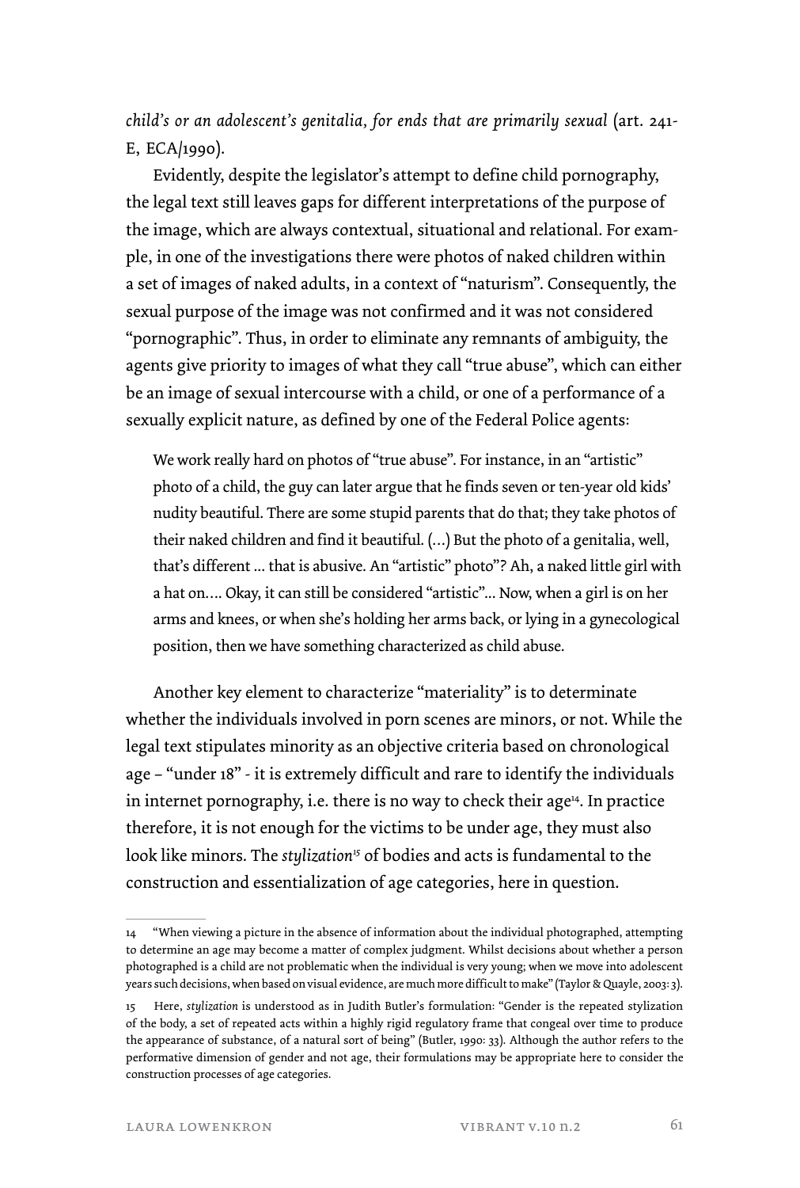*child's or an adolescent's genitalia, for ends that are primarily sexual* (art. 241-E, ECA/1990).

Evidently, despite the legislator's attempt to define child pornography, the legal text still leaves gaps for different interpretations of the purpose of the image, which are always contextual, situational and relational. For example, in one of the investigations there were photos of naked children within a set of images of naked adults, in a context of "naturism". Consequently, the sexual purpose of the image was not confirmed and it was not considered "pornographic". Thus, in order to eliminate any remnants of ambiguity, the agents give priority to images of what they call "true abuse", which can either be an image of sexual intercourse with a child, or one of a performance of a sexually explicit nature, as defined by one of the Federal Police agents:

> We work really hard on photos of "true abuse". For instance, in an "artistic" photo of a child, the guy can later argue that he finds seven or ten-year old kids' nudity beautiful. There are some stupid parents that do that; they take photos of their naked children and find it beautiful. (...) But the photo of a genitalia, well, that's different ... that is abusive. An "artistic" photo"? Ah, a naked little girl with a hat on.... Okay, it can still be considered "artistic"... Now, when a girl is on her arms and knees, or when she's holding her arms back, or lying in a gynecological position, then we have something characterized as child abuse.

Another key element to characterize "materiality" is to determinate whether the individuals involved in porn scenes are minors, or not. While the legal text stipulates minority as an objective criteria based on chronological age – "under 18" - it is extremely difficult and rare to identify the individuals in internet pornography, i.e. there is no way to check their age[14]. In practice therefore, it is not enough for the victims to be under age, they must also look like minors. The *stylization*[15] of bodies and acts is fundamental to the construction and essentialization of age categories, here in question.

---

14 "When viewing a picture in the absence of information about the individual photographed, attempting to determine an age may become a matter of complex judgment. Whilst decisions about whether a person photographed is a child are not problematic when the individual is very young; when we move into adolescent years such decisions, when based on visual evidence, are much more difficult to make" (Taylor & Quayle, 2003: 3).

15 Here, *stylization* is understood as in Judith Butler's formulation: "Gender is the repeated stylization of the body, a set of repeated acts within a highly rigid regulatory frame that congeal over time to produce the appearance of substance, of a natural sort of being" (Butler, 1990: 33). Although the author refers to the performative dimension of gender and not age, their formulations may be appropriate here to consider the construction processes of age categories.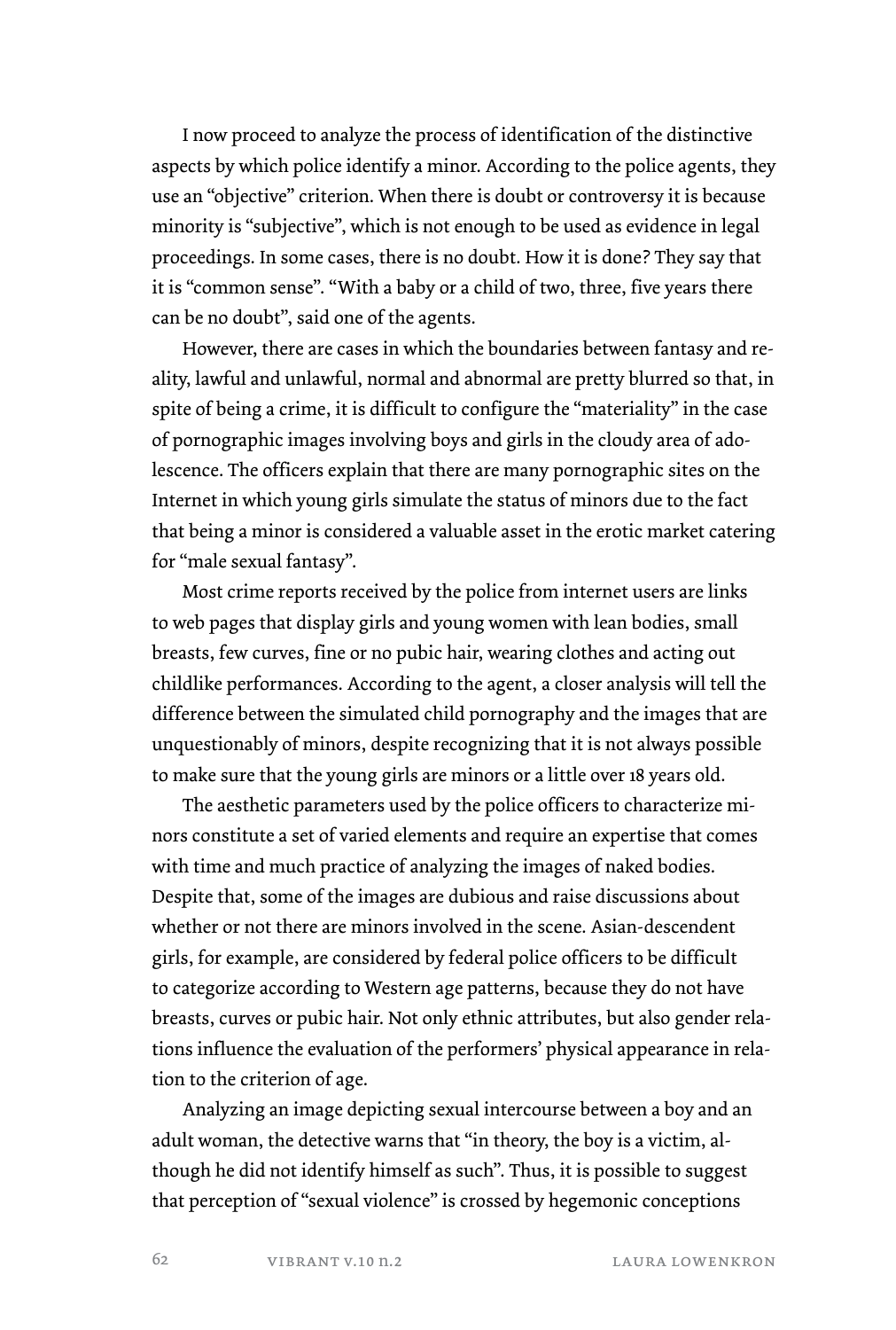I now proceed to analyze the process of identification of the distinctive aspects by which police identify a minor. According to the police agents, they use an "objective" criterion. When there is doubt or controversy it is because minority is "subjective", which is not enough to be used as evidence in legal proceedings. In some cases, there is no doubt. How it is done? They say that it is "common sense". "With a baby or a child of two, three, five years there can be no doubt", said one of the agents.

However, there are cases in which the boundaries between fantasy and reality, lawful and unlawful, normal and abnormal are pretty blurred so that, in spite of being a crime, it is difficult to configure the "materiality" in the case of pornographic images involving boys and girls in the cloudy area of adolescence. The officers explain that there are many pornographic sites on the Internet in which young girls simulate the status of minors due to the fact that being a minor is considered a valuable asset in the erotic market catering for "male sexual fantasy".

Most crime reports received by the police from internet users are links to web pages that display girls and young women with lean bodies, small breasts, few curves, fine or no pubic hair, wearing clothes and acting out childlike performances. According to the agent, a closer analysis will tell the difference between the simulated child pornography and the images that are unquestionably of minors, despite recognizing that it is not always possible to make sure that the young girls are minors or a little over 18 years old.

The aesthetic parameters used by the police officers to characterize minors constitute a set of varied elements and require an expertise that comes with time and much practice of analyzing the images of naked bodies. Despite that, some of the images are dubious and raise discussions about whether or not there are minors involved in the scene. Asian-descendent girls, for example, are considered by federal police officers to be difficult to categorize according to Western age patterns, because they do not have breasts, curves or pubic hair. Not only ethnic attributes, but also gender relations influence the evaluation of the performers' physical appearance in relation to the criterion of age.

Analyzing an image depicting sexual intercourse between a boy and an adult woman, the detective warns that "in theory, the boy is a victim, although he did not identify himself as such". Thus, it is possible to suggest that perception of "sexual violence" is crossed by hegemonic conceptions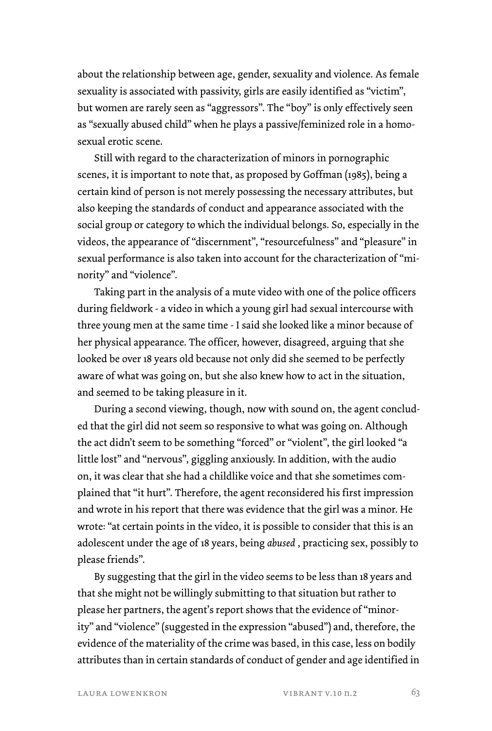about the relationship between age, gender, sexuality and violence. As female sexuality is associated with passivity, girls are easily identified as "victim", but women are rarely seen as "aggressors". The "boy" is only effectively seen as "sexually abused child" when he plays a passive/feminized role in a homosexual erotic scene.

Still with regard to the characterization of minors in pornographic scenes, it is important to note that, as proposed by Goffman (1985), being a certain kind of person is not merely possessing the necessary attributes, but also keeping the standards of conduct and appearance associated with the social group or category to which the individual belongs. So, especially in the videos, the appearance of "discernment", "resourcefulness" and "pleasure" in sexual performance is also taken into account for the characterization of "minority" and "violence".

Taking part in the analysis of a mute video with one of the police officers during fieldwork - a video in which a young girl had sexual intercourse with three young men at the same time - I said she looked like a minor because of her physical appearance. The officer, however, disagreed, arguing that she looked be over 18 years old because not only did she seemed to be perfectly aware of what was going on, but she also knew how to act in the situation, and seemed to be taking pleasure in it.

During a second viewing, though, now with sound on, the agent concluded that the girl did not seem so responsive to what was going on. Although the act didn't seem to be something "forced" or "violent", the girl looked "a little lost" and "nervous", giggling anxiously. In addition, with the audio on, it was clear that she had a childlike voice and that she sometimes complained that "it hurt". Therefore, the agent reconsidered his first impression and wrote in his report that there was evidence that the girl was a minor. He wrote: "at certain points in the video, it is possible to consider that this is an adolescent under the age of 18 years, being *abused* , practicing sex, possibly to please friends".

By suggesting that the girl in the video seems to be less than 18 years and that she might not be willingly submitting to that situation but rather to please her partners, the agent's report shows that the evidence of "minority" and "violence" (suggested in the expression "abused") and, therefore, the evidence of the materiality of the crime was based, in this case, less on bodily attributes than in certain standards of conduct of gender and age identified in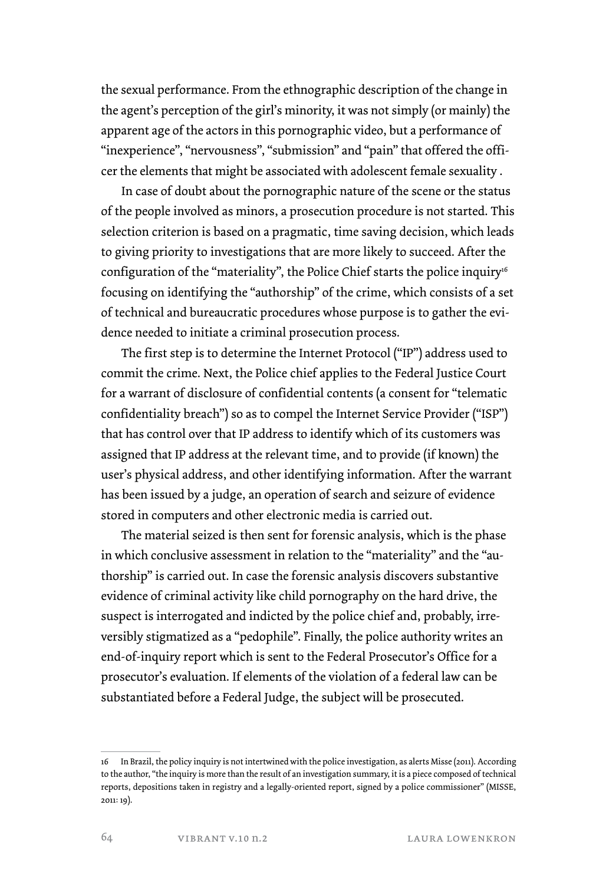the sexual performance. From the ethnographic description of the change in the agent's perception of the girl's minority, it was not simply (or mainly) the apparent age of the actors in this pornographic video, but a performance of "inexperience", "nervousness", "submission" and "pain" that offered the officer the elements that might be associated with adolescent female sexuality .

In case of doubt about the pornographic nature of the scene or the status of the people involved as minors, a prosecution procedure is not started. This selection criterion is based on a pragmatic, time saving decision, which leads to giving priority to investigations that are more likely to succeed. After the configuration of the "materiality", the Police Chief starts the police inquiry[16] focusing on identifying the "authorship" of the crime, which consists of a set of technical and bureaucratic procedures whose purpose is to gather the evidence needed to initiate a criminal prosecution process.

The first step is to determine the Internet Protocol ("IP") address used to commit the crime. Next, the Police chief applies to the Federal Justice Court for a warrant of disclosure of confidential contents (a consent for "telematic confidentiality breach") so as to compel the Internet Service Provider ("ISP") that has control over that IP address to identify which of its customers was assigned that IP address at the relevant time, and to provide (if known) the user's physical address, and other identifying information. After the warrant has been issued by a judge, an operation of search and seizure of evidence stored in computers and other electronic media is carried out.

The material seized is then sent for forensic analysis, which is the phase in which conclusive assessment in relation to the "materiality" and the "authorship" is carried out. In case the forensic analysis discovers substantive evidence of criminal activity like child pornography on the hard drive, the suspect is interrogated and indicted by the police chief and, probably, irreversibly stigmatized as a "pedophile". Finally, the police authority writes an end-of-inquiry report which is sent to the Federal Prosecutor's Office for a prosecutor's evaluation. If elements of the violation of a federal law can be substantiated before a Federal Judge, the subject will be prosecuted.

---

16 In Brazil, the policy inquiry is not intertwined with the police investigation, as alerts Misse (2011). According to the author, "the inquiry is more than the result of an investigation summary, it is a piece composed of technical reports, depositions taken in registry and a legally-oriented report, signed by a police commissioner" (MISSE, 2011: 19).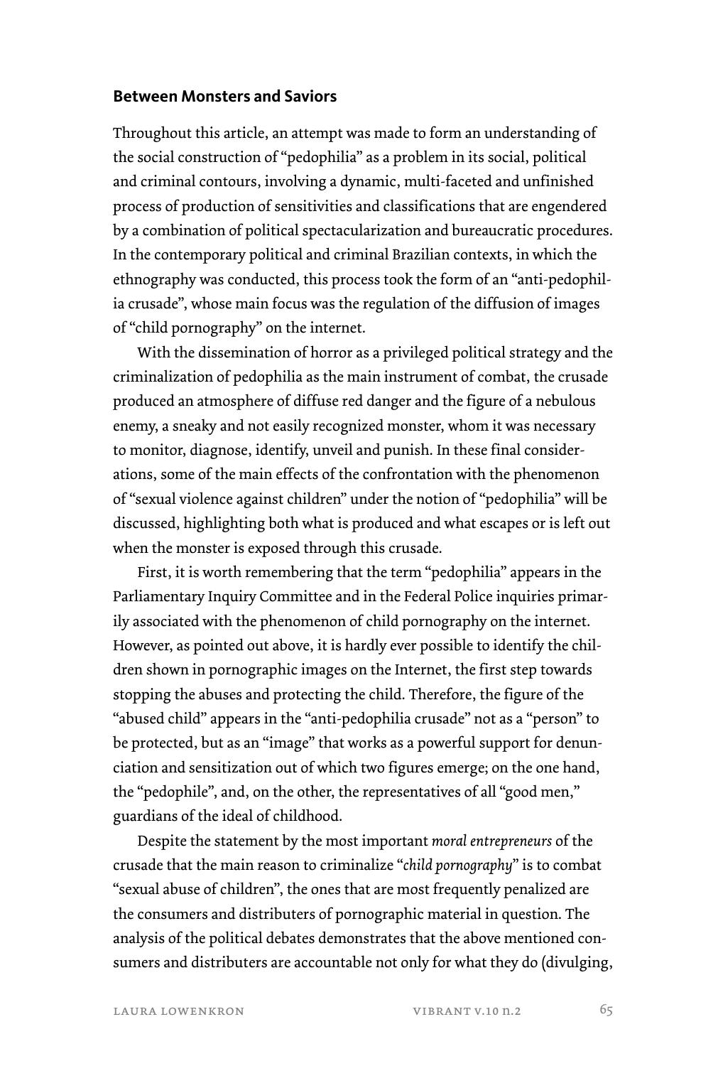## Between Monsters and Saviors

Throughout this article, an attempt was made to form an understanding of the social construction of "pedophilia" as a problem in its social, political and criminal contours, involving a dynamic, multi-faceted and unfinished process of production of sensitivities and classifications that are engendered by a combination of political spectacularization and bureaucratic procedures. In the contemporary political and criminal Brazilian contexts, in which the ethnography was conducted, this process took the form of an "anti-pedophilia crusade", whose main focus was the regulation of the diffusion of images of "child pornography" on the internet.

With the dissemination of horror as a privileged political strategy and the criminalization of pedophilia as the main instrument of combat, the crusade produced an atmosphere of diffuse red danger and the figure of a nebulous enemy, a sneaky and not easily recognized monster, whom it was necessary to monitor, diagnose, identify, unveil and punish. In these final considerations, some of the main effects of the confrontation with the phenomenon of "sexual violence against children" under the notion of "pedophilia" will be discussed, highlighting both what is produced and what escapes or is left out when the monster is exposed through this crusade.

First, it is worth remembering that the term "pedophilia" appears in the Parliamentary Inquiry Committee and in the Federal Police inquiries primarily associated with the phenomenon of child pornography on the internet. However, as pointed out above, it is hardly ever possible to identify the children shown in pornographic images on the Internet, the first step towards stopping the abuses and protecting the child. Therefore, the figure of the "abused child" appears in the "anti-pedophilia crusade" not as a "person" to be protected, but as an "image" that works as a powerful support for denunciation and sensitization out of which two figures emerge; on the one hand, the "pedophile", and, on the other, the representatives of all "good men," guardians of the ideal of childhood.

Despite the statement by the most important *moral entrepreneurs* of the crusade that the main reason to criminalize "*child pornography*" is to combat "sexual abuse of children", the ones that are most frequently penalized are the consumers and distributers of pornographic material in question. The analysis of the political debates demonstrates that the above mentioned consumers and distributers are accountable not only for what they do (divulging,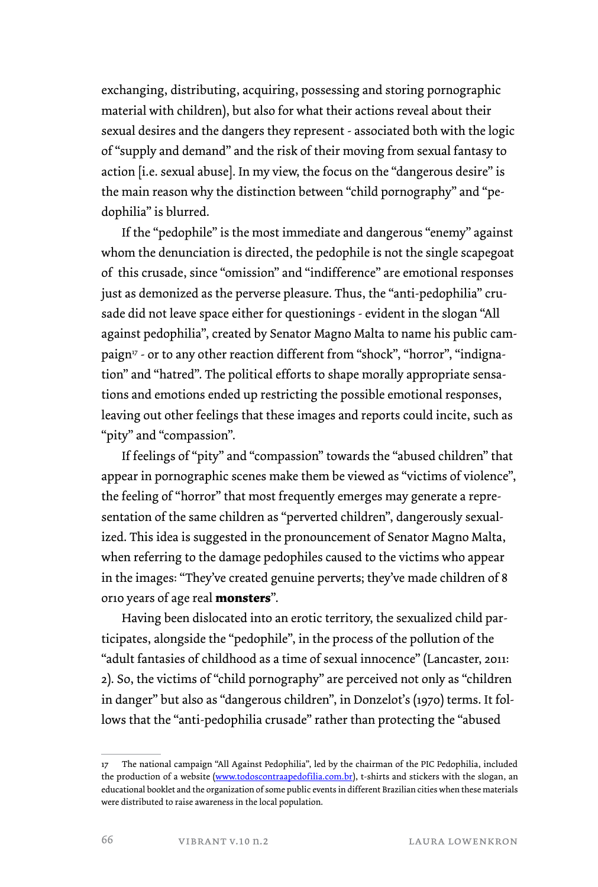exchanging, distributing, acquiring, possessing and storing pornographic material with children), but also for what their actions reveal about their sexual desires and the dangers they represent - associated both with the logic of "supply and demand" and the risk of their moving from sexual fantasy to action [i.e. sexual abuse]. In my view, the focus on the "dangerous desire" is the main reason why the distinction between "child pornography" and "pedophilia" is blurred.

If the "pedophile" is the most immediate and dangerous "enemy" against whom the denunciation is directed, the pedophile is not the single scapegoat of this crusade, since "omission" and "indifference" are emotional responses just as demonized as the perverse pleasure. Thus, the "anti-pedophilia" crusade did not leave space either for questionings - evident in the slogan "All against pedophilia", created by Senator Magno Malta to name his public campaign[17] - or to any other reaction different from "shock", "horror", "indignation" and "hatred". The political efforts to shape morally appropriate sensations and emotions ended up restricting the possible emotional responses, leaving out other feelings that these images and reports could incite, such as "pity" and "compassion".

If feelings of "pity" and "compassion" towards the "abused children" that appear in pornographic scenes make them be viewed as "victims of violence", the feeling of "horror" that most frequently emerges may generate a representation of the same children as "perverted children", dangerously sexualized. This idea is suggested in the pronouncement of Senator Magno Malta, when referring to the damage pedophiles caused to the victims who appear in the images: "They've created genuine perverts; they've made children of 8 or10 years of age real **monsters**".

Having been dislocated into an erotic territory, the sexualized child participates, alongside the "pedophile", in the process of the pollution of the "adult fantasies of childhood as a time of sexual innocence" (Lancaster, 2011: 2). So, the victims of "child pornography" are perceived not only as "children in danger" but also as "dangerous children", in Donzelot's (1970) terms. It follows that the "anti-pedophilia crusade" rather than protecting the "abused

17 The national campaign "All Against Pedophilia", led by the chairman of the PIC Pedophilia, included the production of a website (www.todoscontraapedofilia.com.br), t-shirts and stickers with the slogan, an educational booklet and the organization of some public events in different Brazilian cities when these materials were distributed to raise awareness in the local population.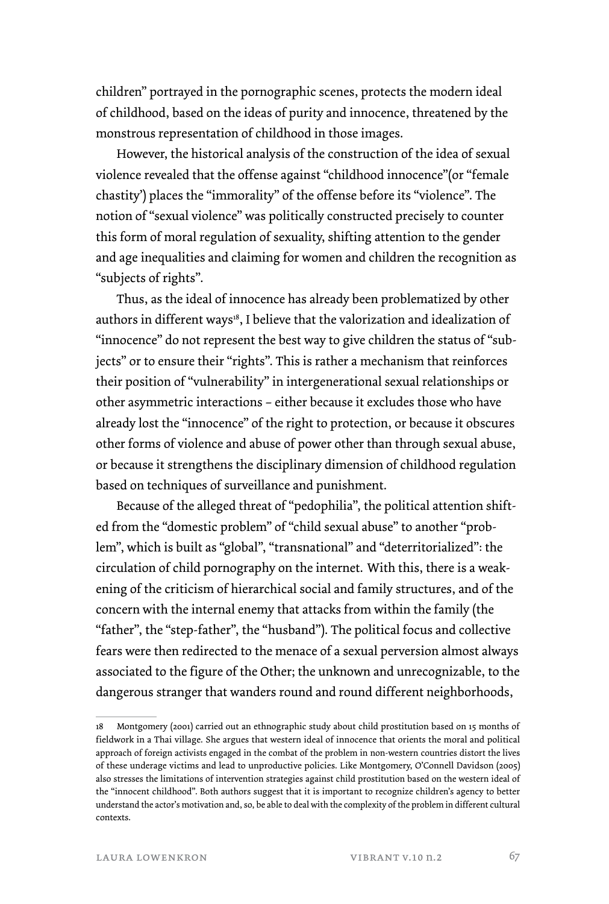children" portrayed in the pornographic scenes, protects the modern ideal of childhood, based on the ideas of purity and innocence, threatened by the monstrous representation of childhood in those images.

However, the historical analysis of the construction of the idea of sexual violence revealed that the offense against "childhood innocence"(or "female chastity') places the "immorality" of the offense before its "violence". The notion of "sexual violence" was politically constructed precisely to counter this form of moral regulation of sexuality, shifting attention to the gender and age inequalities and claiming for women and children the recognition as "subjects of rights".

Thus, as the ideal of innocence has already been problematized by other authors in different ways[18], I believe that the valorization and idealization of "innocence" do not represent the best way to give children the status of "subjects" or to ensure their "rights". This is rather a mechanism that reinforces their position of "vulnerability" in intergenerational sexual relationships or other asymmetric interactions – either because it excludes those who have already lost the "innocence" of the right to protection, or because it obscures other forms of violence and abuse of power other than through sexual abuse, or because it strengthens the disciplinary dimension of childhood regulation based on techniques of surveillance and punishment.

Because of the alleged threat of "pedophilia", the political attention shifted from the "domestic problem" of "child sexual abuse" to another "problem", which is built as "global", "transnational" and "deterritorialized": the circulation of child pornography on the internet. With this, there is a weakening of the criticism of hierarchical social and family structures, and of the concern with the internal enemy that attacks from within the family (the "father", the "step-father", the "husband"). The political focus and collective fears were then redirected to the menace of a sexual perversion almost always associated to the figure of the Other; the unknown and unrecognizable, to the dangerous stranger that wanders round and round different neighborhoods,

---

18 Montgomery (2001) carried out an ethnographic study about child prostitution based on 15 months of fieldwork in a Thai village. She argues that western ideal of innocence that orients the moral and political approach of foreign activists engaged in the combat of the problem in non-western countries distort the lives of these underage victims and lead to unproductive policies. Like Montgomery, O'Connell Davidson (2005) also stresses the limitations of intervention strategies against child prostitution based on the western ideal of the "innocent childhood". Both authors suggest that it is important to recognize children's agency to better understand the actor's motivation and, so, be able to deal with the complexity of the problem in different cultural contexts.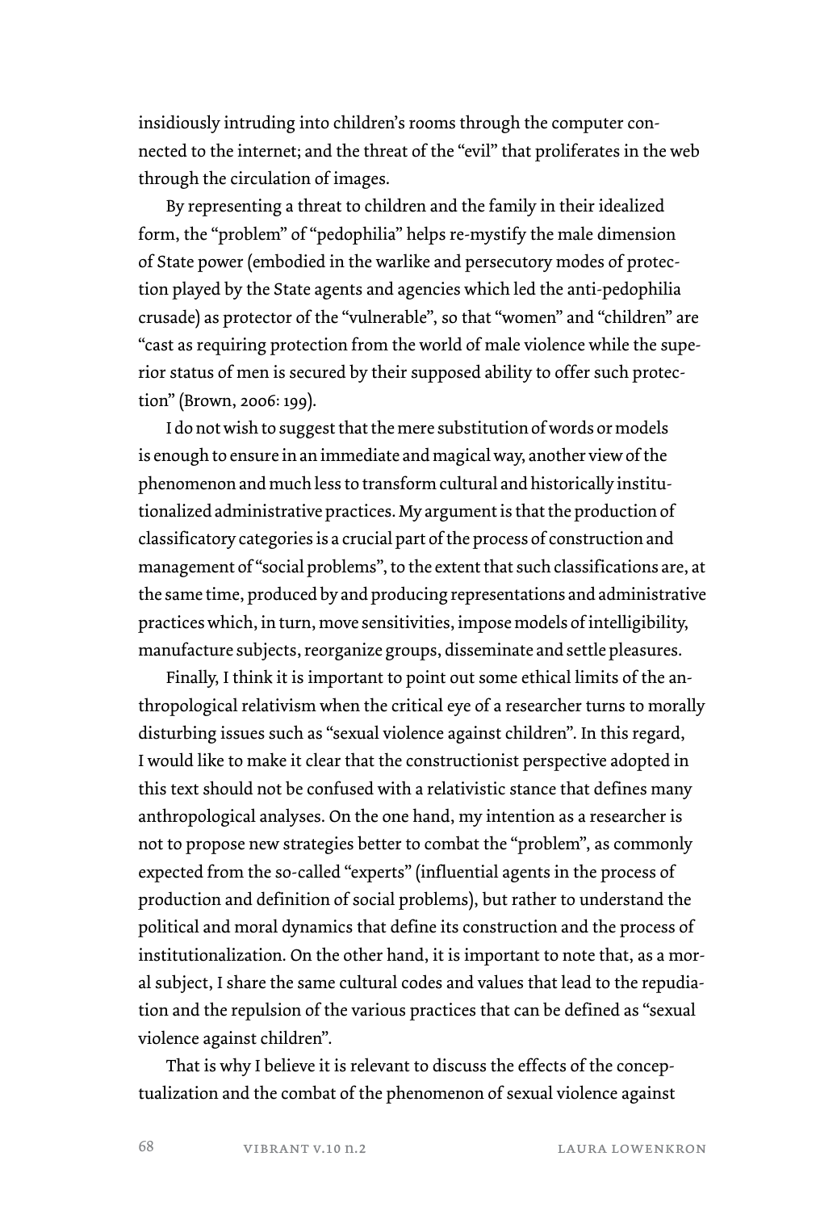insidiously intruding into children's rooms through the computer connected to the internet; and the threat of the "evil" that proliferates in the web through the circulation of images.

By representing a threat to children and the family in their idealized form, the "problem" of "pedophilia" helps re-mystify the male dimension of State power (embodied in the warlike and persecutory modes of protection played by the State agents and agencies which led the anti-pedophilia crusade) as protector of the "vulnerable", so that "women" and "children" are "cast as requiring protection from the world of male violence while the superior status of men is secured by their supposed ability to offer such protection" (Brown, 2006: 199).

I do not wish to suggest that the mere substitution of words or models is enough to ensure in an immediate and magical way, another view of the phenomenon and much less to transform cultural and historically institutionalized administrative practices. My argument is that the production of classificatory categories is a crucial part of the process of construction and management of "social problems", to the extent that such classifications are, at the same time, produced by and producing representations and administrative practices which, in turn, move sensitivities, impose models of intelligibility, manufacture subjects, reorganize groups, disseminate and settle pleasures.

Finally, I think it is important to point out some ethical limits of the anthropological relativism when the critical eye of a researcher turns to morally disturbing issues such as "sexual violence against children". In this regard, I would like to make it clear that the constructionist perspective adopted in this text should not be confused with a relativistic stance that defines many anthropological analyses. On the one hand, my intention as a researcher is not to propose new strategies better to combat the "problem", as commonly expected from the so-called "experts" (influential agents in the process of production and definition of social problems), but rather to understand the political and moral dynamics that define its construction and the process of institutionalization. On the other hand, it is important to note that, as a moral subject, I share the same cultural codes and values that lead to the repudiation and the repulsion of the various practices that can be defined as "sexual violence against children".

That is why I believe it is relevant to discuss the effects of the conceptualization and the combat of the phenomenon of sexual violence against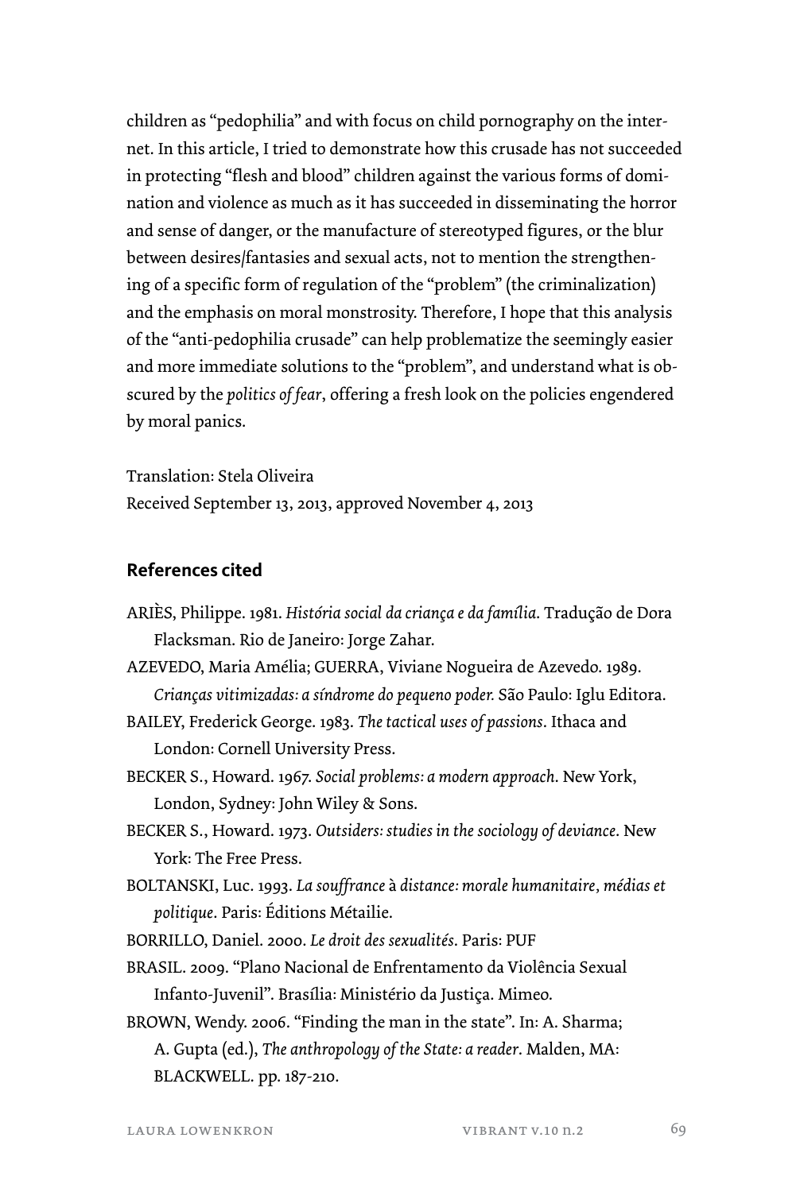children as "pedophilia" and with focus on child pornography on the internet. In this article, I tried to demonstrate how this crusade has not succeeded in protecting "flesh and blood" children against the various forms of domination and violence as much as it has succeeded in disseminating the horror and sense of danger, or the manufacture of stereotyped figures, or the blur between desires/fantasies and sexual acts, not to mention the strengthening of a specific form of regulation of the "problem" (the criminalization) and the emphasis on moral monstrosity. Therefore, I hope that this analysis of the "anti-pedophilia crusade" can help problematize the seemingly easier and more immediate solutions to the "problem", and understand what is obscured by the *politics of fear*, offering a fresh look on the policies engendered by moral panics.

Translation: Stela Oliveira
Received September 13, 2013, approved November 4, 2013

## References cited

ARIÈS, Philippe. 1981. *História social da criança e da família*. Tradução de Dora Flacksman. Rio de Janeiro: Jorge Zahar.

AZEVEDO, Maria Amélia; GUERRA, Viviane Nogueira de Azevedo. 1989. *Crianças vitimizadas: a síndrome do pequeno poder.* São Paulo: Iglu Editora.

BAILEY, Frederick George. 1983. *The tactical uses of passions*. Ithaca and London: Cornell University Press.

BECKER S., Howard. 1967. *Social problems: a modern approach*. New York, London, Sydney: John Wiley & Sons.

BECKER S., Howard. 1973. *Outsiders: studies in the sociology of deviance*. New York: The Free Press.

BOLTANSKI, Luc. 1993. *La souffrance à distance: morale humanitaire, médias et politique*. Paris: Éditions Métailie.

BORRILLO, Daniel. 2000. *Le droit des sexualités*. Paris: PUF

BRASIL. 2009. "Plano Nacional de Enfrentamento da Violência Sexual Infanto-Juvenil". Brasília: Ministério da Justiça. Mimeo.

BROWN, Wendy. 2006. "Finding the man in the state". In: A. Sharma; A. Gupta (ed.), *The anthropology of the State: a reader*. Malden, MA: BLACKWELL. pp. 187-210.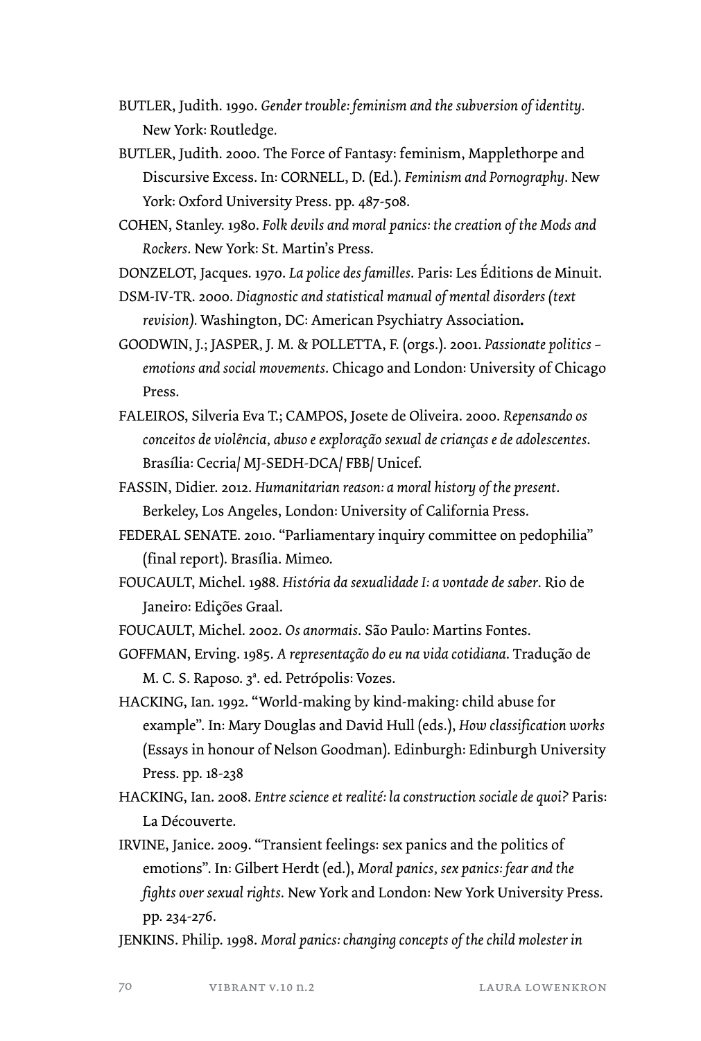BUTLER, Judith. 1990. *Gender trouble: feminism and the subversion of identity.* New York: Routledge.

BUTLER, Judith. 2000. The Force of Fantasy: feminism, Mapplethorpe and Discursive Excess. In: CORNELL, D. (Ed.). *Feminism and Pornography*. New York: Oxford University Press. pp. 487-508.

COHEN, Stanley. 1980. *Folk devils and moral panics: the creation of the Mods and Rockers*. New York: St. Martin's Press.

DONZELOT, Jacques. 1970. *La police des familles*. Paris: Les Éditions de Minuit.

DSM-IV-TR. 2000. *Diagnostic and statistical manual of mental disorders (text revision).* Washington, DC: American Psychiatry Association**.**

GOODWIN, J.; JASPER, J. M. & POLLETTA, F. (orgs.). 2001. *Passionate politics – emotions and social movements*. Chicago and London: University of Chicago Press.

FALEIROS, Silveria Eva T.; CAMPOS, Josete de Oliveira. 2000. *Repensando os conceitos de violência, abuso e exploração sexual de crianças e de adolescentes.* Brasília: Cecria/ MJ-SEDH-DCA/ FBB/ Unicef.

FASSIN, Didier. 2012. *Humanitarian reason: a moral history of the present*. Berkeley, Los Angeles, London: University of California Press.

FEDERAL SENATE. 2010. "Parliamentary inquiry committee on pedophilia" (final report). Brasília. Mimeo.

FOUCAULT, Michel. 1988. *História da sexualidade I: a vontade de saber*. Rio de Janeiro: Edições Graal.

FOUCAULT, Michel. 2002. *Os anormais*. São Paulo: Martins Fontes.

GOFFMAN, Erving. 1985. *A representação do eu na vida cotidiana*. Tradução de M. C. S. Raposo. 3ª. ed. Petrópolis: Vozes.

HACKING, Ian. 1992. "World-making by kind-making: child abuse for example". In: Mary Douglas and David Hull (eds.), *How classification works* (Essays in honour of Nelson Goodman). Edinburgh: Edinburgh University Press. pp. 18-238

HACKING, Ian. 2008. *Entre science et realité: la construction sociale de quoi?* Paris: La Découverte.

IRVINE, Janice. 2009. "Transient feelings: sex panics and the politics of emotions". In: Gilbert Herdt (ed.), *Moral panics, sex panics: fear and the fights over sexual rights*. New York and London: New York University Press. pp. 234-276.

JENKINS. Philip. 1998. *Moral panics: changing concepts of the child molester in*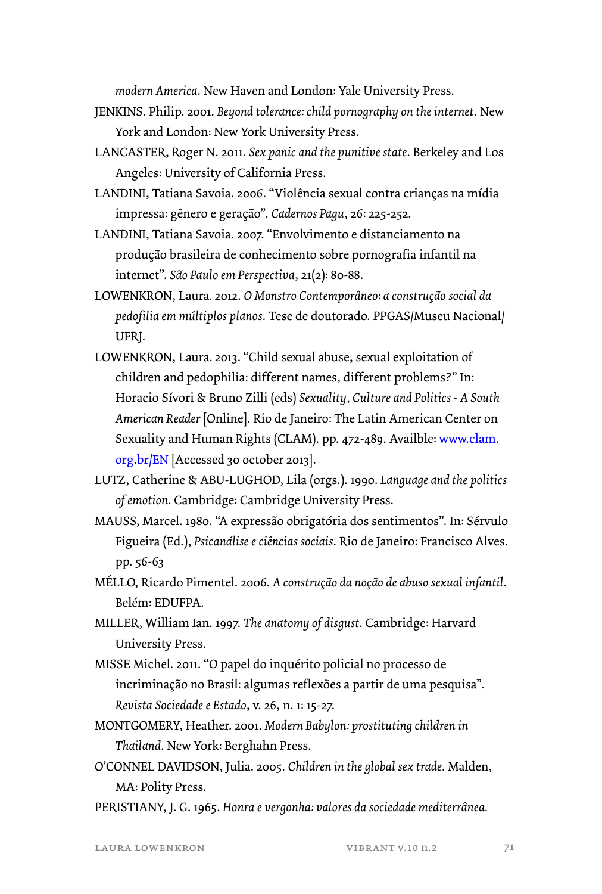*modern America*. New Haven and London: Yale University Press.

JENKINS. Philip. 2001. *Beyond tolerance: child pornography on the internet*. New York and London: New York University Press.

LANCASTER, Roger N. 2011. *Sex panic and the punitive state*. Berkeley and Los Angeles: University of California Press.

LANDINI, Tatiana Savoia. 2006. "Violência sexual contra crianças na mídia impressa: gênero e geração". *Cadernos Pagu*, 26: 225-252.

LANDINI, Tatiana Savoia. 2007. "Envolvimento e distanciamento na produção brasileira de conhecimento sobre pornografia infantil na internet". *São Paulo em Perspectiva*, 21(2): 80-88.

LOWENKRON, Laura. 2012. *O Monstro Contemporâneo: a construção social da pedofilia em múltiplos planos*. Tese de doutorado. PPGAS/Museu Nacional/ UFRJ.

LOWENKRON, Laura. 2013. "Child sexual abuse, sexual exploitation of children and pedophilia: different names, different problems?" In: Horacio Sívori & Bruno Zilli (eds) *Sexuality, Culture and Politics - A South American Reader* [Online]. Rio de Janeiro: The Latin American Center on Sexuality and Human Rights (CLAM). pp. 472-489. Availble: www.clam.org.br/EN [Accessed 30 october 2013].

LUTZ, Catherine & ABU-LUGHOD, Lila (orgs.). 1990. *Language and the politics of emotion*. Cambridge: Cambridge University Press.

MAUSS, Marcel. 1980. "A expressão obrigatória dos sentimentos". In: Sérvulo Figueira (Ed.), *Psicanálise e ciências sociais*. Rio de Janeiro: Francisco Alves. pp. 56-63

MÉLLO, Ricardo Pimentel. 2006. *A construção da noção de abuso sexual infantil*. Belém: EDUFPA.

MILLER, William Ian. 1997. *The anatomy of disgust*. Cambridge: Harvard University Press.

MISSE Michel. 2011. "O papel do inquérito policial no processo de incriminação no Brasil: algumas reflexões a partir de uma pesquisa". *Revista Sociedade e Estado*, v. 26, n. 1: 15-27.

MONTGOMERY, Heather. 2001. *Modern Babylon: prostituting children in Thailand*. New York: Berghahn Press.

O'CONNEL DAVIDSON, Julia. 2005. *Children in the global sex trade*. Malden, MA: Polity Press.

PERISTIANY, J. G. 1965. *Honra e vergonha: valores da sociedade mediterrânea.*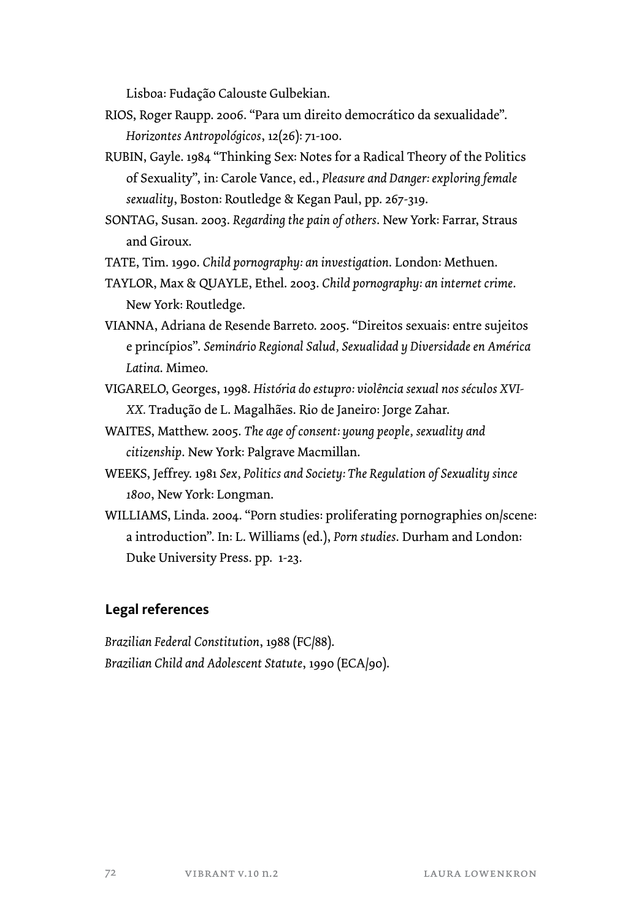Lisboa: Fudação Calouste Gulbekian.

RIOS, Roger Raupp. 2006. "Para um direito democrático da sexualidade". *Horizontes Antropológicos*, 12(26): 71-100.

RUBIN, Gayle. 1984 "Thinking Sex: Notes for a Radical Theory of the Politics of Sexuality", in: Carole Vance, ed., *Pleasure and Danger: exploring female sexuality*, Boston: Routledge & Kegan Paul, pp. 267-319.

SONTAG, Susan. 2003. *Regarding the pain of others*. New York: Farrar, Straus and Giroux.

TATE, Tim. 1990. *Child pornography: an investigation*. London: Methuen.

TAYLOR, Max & QUAYLE, Ethel. 2003. *Child pornography: an internet crime*. New York: Routledge.

VIANNA, Adriana de Resende Barreto. 2005. "Direitos sexuais: entre sujeitos e princípios". *Seminário Regional Salud, Sexualidad y Diversidade en América Latina*. Mimeo.

VIGARELO, Georges, 1998. *História do estupro: violência sexual nos séculos XVI-XX*. Tradução de L. Magalhães. Rio de Janeiro: Jorge Zahar.

WAITES, Matthew. 2005. *The age of consent: young people, sexuality and citizenship*. New York: Palgrave Macmillan.

WEEKS, Jeffrey. 1981 *Sex, Politics and Society: The Regulation of Sexuality since 1800*, New York: Longman.

WILLIAMS, Linda. 2004. "Porn studies: proliferating pornographies on/scene: a introduction". In: L. Williams (ed.), *Porn studies*. Durham and London: Duke University Press. pp. 1-23.

## Legal references

*Brazilian Federal Constitution*, 1988 (FC/88).

*Brazilian Child and Adolescent Statute*, 1990 (ECA/90).